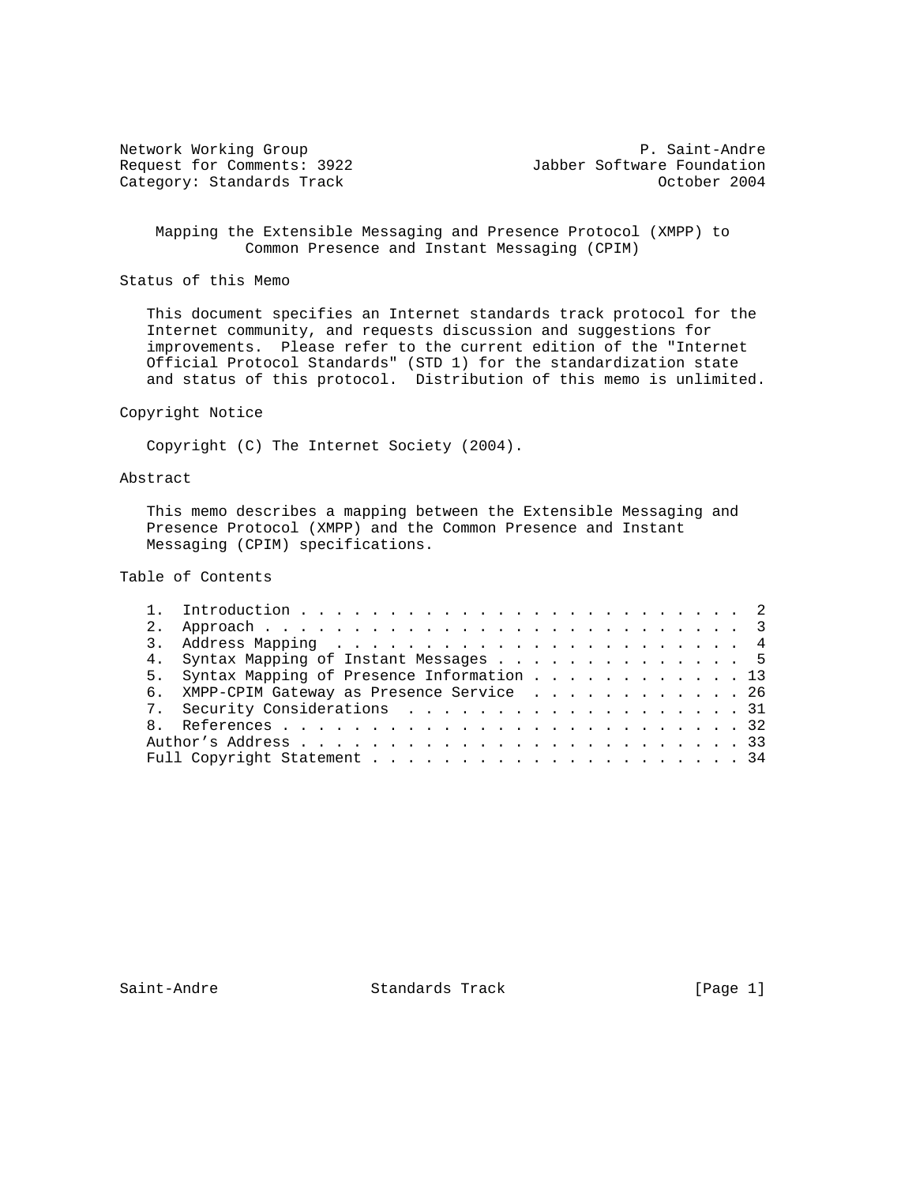Network Working Group P. Saint-Andre
Request for Comments: 3922 Jabber Software Foundation
Category: Standards Track October 2004

# Mapping the Extensible Messaging and Presence Protocol (XMPP) to Common Presence and Instant Messaging (CPIM)

## Status of this Memo

This document specifies an Internet standards track protocol for the Internet community, and requests discussion and suggestions for improvements. Please refer to the current edition of the "Internet Official Protocol Standards" (STD 1) for the standardization state and status of this protocol. Distribution of this memo is unlimited.

## Copyright Notice

Copyright (C) The Internet Society (2004).

## Abstract

This memo describes a mapping between the Extensible Messaging and Presence Protocol (XMPP) and the Common Presence and Instant Messaging (CPIM) specifications.

## Table of Contents

1. Introduction . . . . . . . . . . . . . . . . . . . . . . . . . 2
2. Approach . . . . . . . . . . . . . . . . . . . . . . . . . . . 3
3. Address Mapping . . . . . . . . . . . . . . . . . . . . . . . . 4
4. Syntax Mapping of Instant Messages . . . . . . . . . . . . . . 5
5. Syntax Mapping of Presence Information . . . . . . . . . . . . 13
6. XMPP-CPIM Gateway as Presence Service . . . . . . . . . . . . 26
7. Security Considerations . . . . . . . . . . . . . . . . . . . 31
8. References . . . . . . . . . . . . . . . . . . . . . . . . . . 32

Author's Address . . . . . . . . . . . . . . . . . . . . . . . . . 33
Full Copyright Statement . . . . . . . . . . . . . . . . . . . . . 34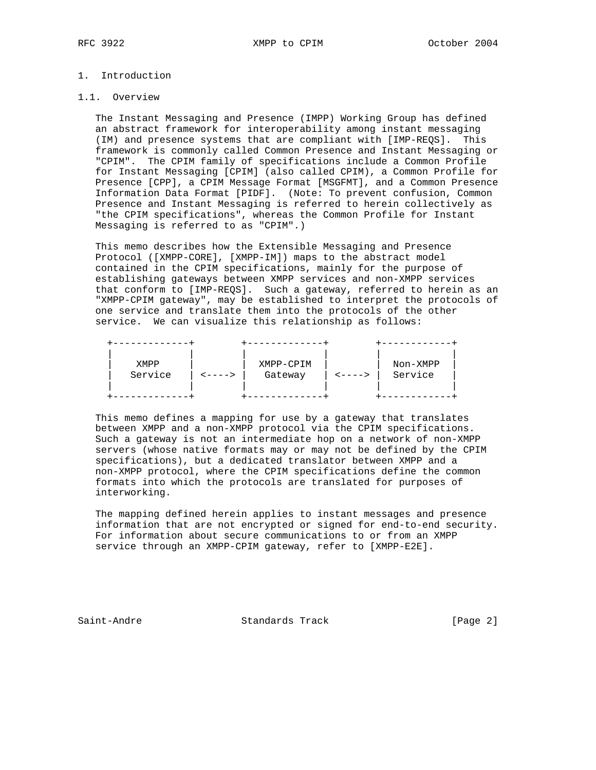# 1. Introduction

## 1.1. Overview

The Instant Messaging and Presence (IMPP) Working Group has defined an abstract framework for interoperability among instant messaging (IM) and presence systems that are compliant with [IMP-REQS]. This framework is commonly called Common Presence and Instant Messaging or "CPIM". The CPIM family of specifications include a Common Profile for Instant Messaging [CPIM] (also called CPIM), a Common Profile for Presence [CPP], a CPIM Message Format [MSGFMT], and a Common Presence Information Data Format [PIDF]. (Note: To prevent confusion, Common Presence and Instant Messaging is referred to herein collectively as "the CPIM specifications", whereas the Common Profile for Instant Messaging is referred to as "CPIM".)

This memo describes how the Extensible Messaging and Presence Protocol ([XMPP-CORE], [XMPP-IM]) maps to the abstract model contained in the CPIM specifications, mainly for the purpose of establishing gateways between XMPP services and non-XMPP services that conform to [IMP-REQS]. Such a gateway, referred to herein as an "XMPP-CPIM gateway", may be established to interpret the protocols of one service and translate them into the protocols of the other service. We can visualize this relationship as follows:

```
+-------------+        +-------------+        +------------+
|             |        |             |        |            |
|    XMPP     |        |  XMPP-CPIM  |        |  Non-XMPP  |
|   Service   | <----> |   Gateway   | <----> |  Service   |
|             |        |             |        |            |
+-------------+        +-------------+        +------------+
```

This memo defines a mapping for use by a gateway that translates between XMPP and a non-XMPP protocol via the CPIM specifications. Such a gateway is not an intermediate hop on a network of non-XMPP servers (whose native formats may or may not be defined by the CPIM specifications), but a dedicated translator between XMPP and a non-XMPP protocol, where the CPIM specifications define the common formats into which the protocols are translated for purposes of interworking.

The mapping defined herein applies to instant messages and presence information that are not encrypted or signed for end-to-end security. For information about secure communications to or from an XMPP service through an XMPP-CPIM gateway, refer to [XMPP-E2E].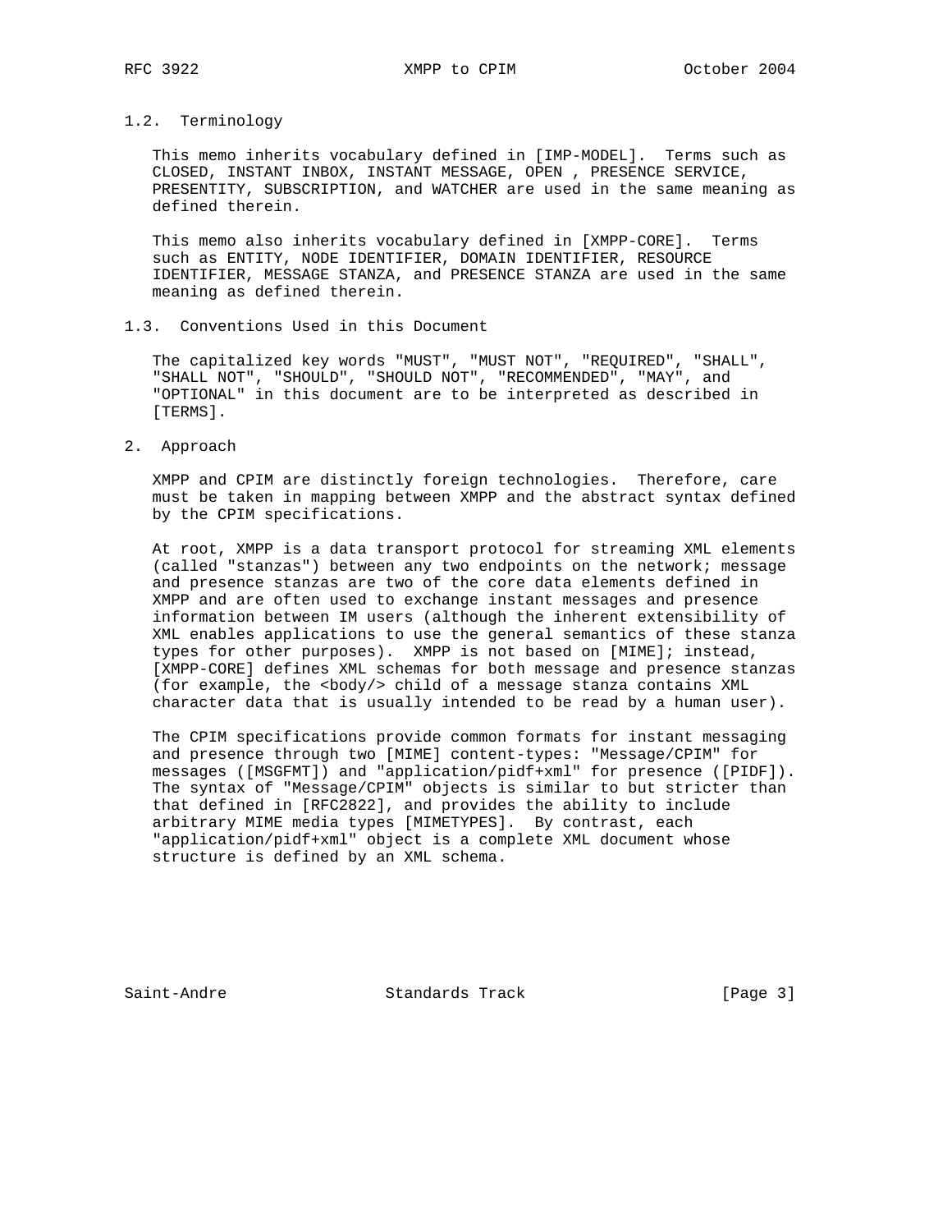## 1.2. Terminology

This memo inherits vocabulary defined in [IMP-MODEL]. Terms such as CLOSED, INSTANT INBOX, INSTANT MESSAGE, OPEN , PRESENCE SERVICE, PRESENTITY, SUBSCRIPTION, and WATCHER are used in the same meaning as defined therein.

This memo also inherits vocabulary defined in [XMPP-CORE]. Terms such as ENTITY, NODE IDENTIFIER, DOMAIN IDENTIFIER, RESOURCE IDENTIFIER, MESSAGE STANZA, and PRESENCE STANZA are used in the same meaning as defined therein.

## 1.3. Conventions Used in this Document

The capitalized key words "MUST", "MUST NOT", "REQUIRED", "SHALL", "SHALL NOT", "SHOULD", "SHOULD NOT", "RECOMMENDED", "MAY", and "OPTIONAL" in this document are to be interpreted as described in [TERMS].

# 2. Approach

XMPP and CPIM are distinctly foreign technologies. Therefore, care must be taken in mapping between XMPP and the abstract syntax defined by the CPIM specifications.

At root, XMPP is a data transport protocol for streaming XML elements (called "stanzas") between any two endpoints on the network; message and presence stanzas are two of the core data elements defined in XMPP and are often used to exchange instant messages and presence information between IM users (although the inherent extensibility of XML enables applications to use the general semantics of these stanza types for other purposes). XMPP is not based on [MIME]; instead, [XMPP-CORE] defines XML schemas for both message and presence stanzas (for example, the <body/> child of a message stanza contains XML character data that is usually intended to be read by a human user).

The CPIM specifications provide common formats for instant messaging and presence through two [MIME] content-types: "Message/CPIM" for messages ([MSGFMT]) and "application/pidf+xml" for presence ([PIDF]). The syntax of "Message/CPIM" objects is similar to but stricter than that defined in [RFC2822], and provides the ability to include arbitrary MIME media types [MIMETYPES]. By contrast, each "application/pidf+xml" object is a complete XML document whose structure is defined by an XML schema.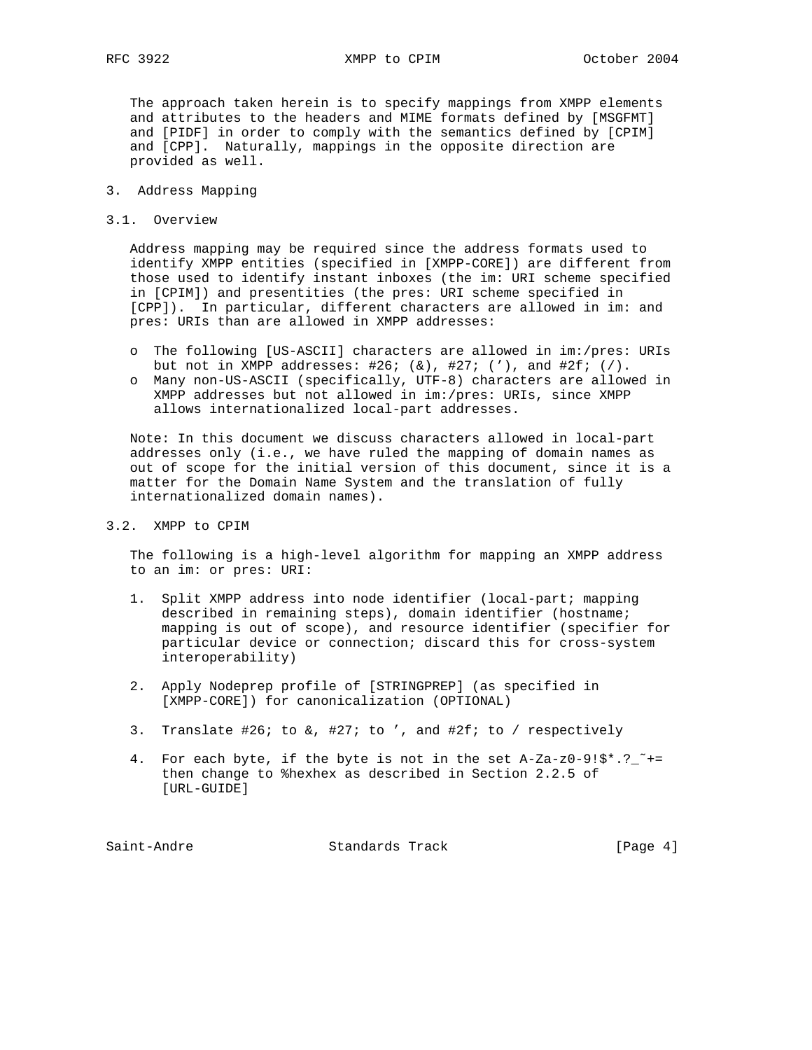The approach taken herein is to specify mappings from XMPP elements and attributes to the headers and MIME formats defined by [MSGFMT] and [PIDF] in order to comply with the semantics defined by [CPIM] and [CPP]. Naturally, mappings in the opposite direction are provided as well.

## 3. Address Mapping

### 3.1. Overview

Address mapping may be required since the address formats used to identify XMPP entities (specified in [XMPP-CORE]) are different from those used to identify instant inboxes (the im: URI scheme specified in [CPIM]) and presentities (the pres: URI scheme specified in [CPP]). In particular, different characters are allowed in im: and pres: URIs than are allowed in XMPP addresses:

- The following [US-ASCII] characters are allowed in im:/pres: URIs but not in XMPP addresses: #26; (&), #27; ('), and #2f; (/).
- Many non-US-ASCII (specifically, UTF-8) characters are allowed in XMPP addresses but not allowed in im:/pres: URIs, since XMPP allows internationalized local-part addresses.

Note: In this document we discuss characters allowed in local-part addresses only (i.e., we have ruled the mapping of domain names as out of scope for the initial version of this document, since it is a matter for the Domain Name System and the translation of fully internationalized domain names).

### 3.2. XMPP to CPIM

The following is a high-level algorithm for mapping an XMPP address to an im: or pres: URI:

1. Split XMPP address into node identifier (local-part; mapping described in remaining steps), domain identifier (hostname; mapping is out of scope), and resource identifier (specifier for particular device or connection; discard this for cross-system interoperability)

2. Apply Nodeprep profile of [STRINGPREP] (as specified in [XMPP-CORE]) for canonicalization (OPTIONAL)

3. Translate #26; to &, #27; to ', and #2f; to / respectively

4. For each byte, if the byte is not in the set A-Za-z0-9!$*.?_~+= then change to %hexhex as described in Section 2.2.5 of [URL-GUIDE]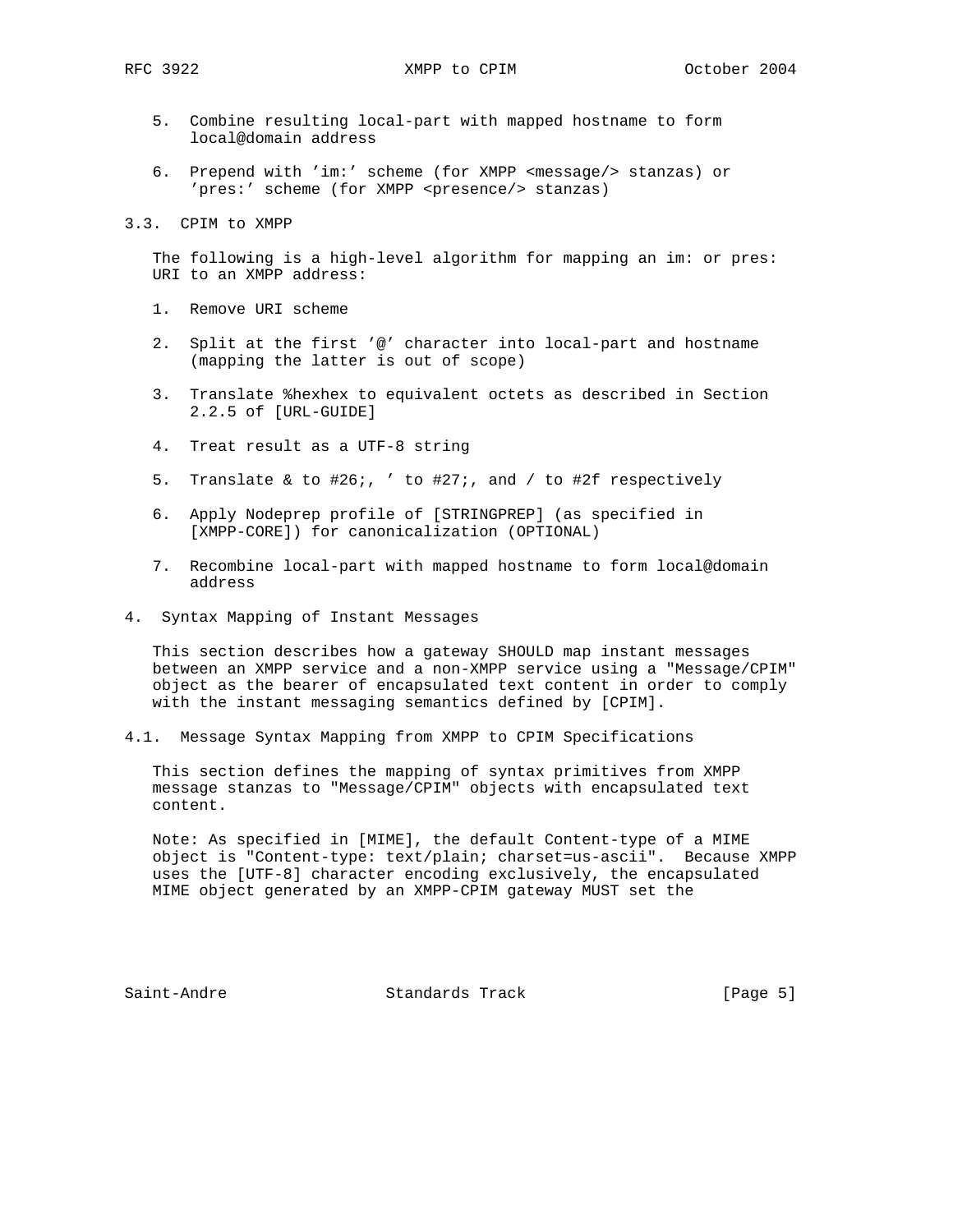5. Combine resulting local-part with mapped hostname to form local@domain address

6. Prepend with 'im:' scheme (for XMPP <message/> stanzas) or 'pres:' scheme (for XMPP <presence/> stanzas)

### 3.3. CPIM to XMPP

The following is a high-level algorithm for mapping an im: or pres: URI to an XMPP address:

1. Remove URI scheme

2. Split at the first '@' character into local-part and hostname (mapping the latter is out of scope)

3. Translate %hexhex to equivalent octets as described in Section 2.2.5 of [URL-GUIDE]

4. Treat result as a UTF-8 string

5. Translate & to #26;, ' to #27;, and / to #2f respectively

6. Apply Nodeprep profile of [STRINGPREP] (as specified in [XMPP-CORE]) for canonicalization (OPTIONAL)

7. Recombine local-part with mapped hostname to form local@domain address

## 4. Syntax Mapping of Instant Messages

This section describes how a gateway SHOULD map instant messages between an XMPP service and a non-XMPP service using a "Message/CPIM" object as the bearer of encapsulated text content in order to comply with the instant messaging semantics defined by [CPIM].

### 4.1. Message Syntax Mapping from XMPP to CPIM Specifications

This section defines the mapping of syntax primitives from XMPP message stanzas to "Message/CPIM" objects with encapsulated text content.

Note: As specified in [MIME], the default Content-type of a MIME object is "Content-type: text/plain; charset=us-ascii". Because XMPP uses the [UTF-8] character encoding exclusively, the encapsulated MIME object generated by an XMPP-CPIM gateway MUST set the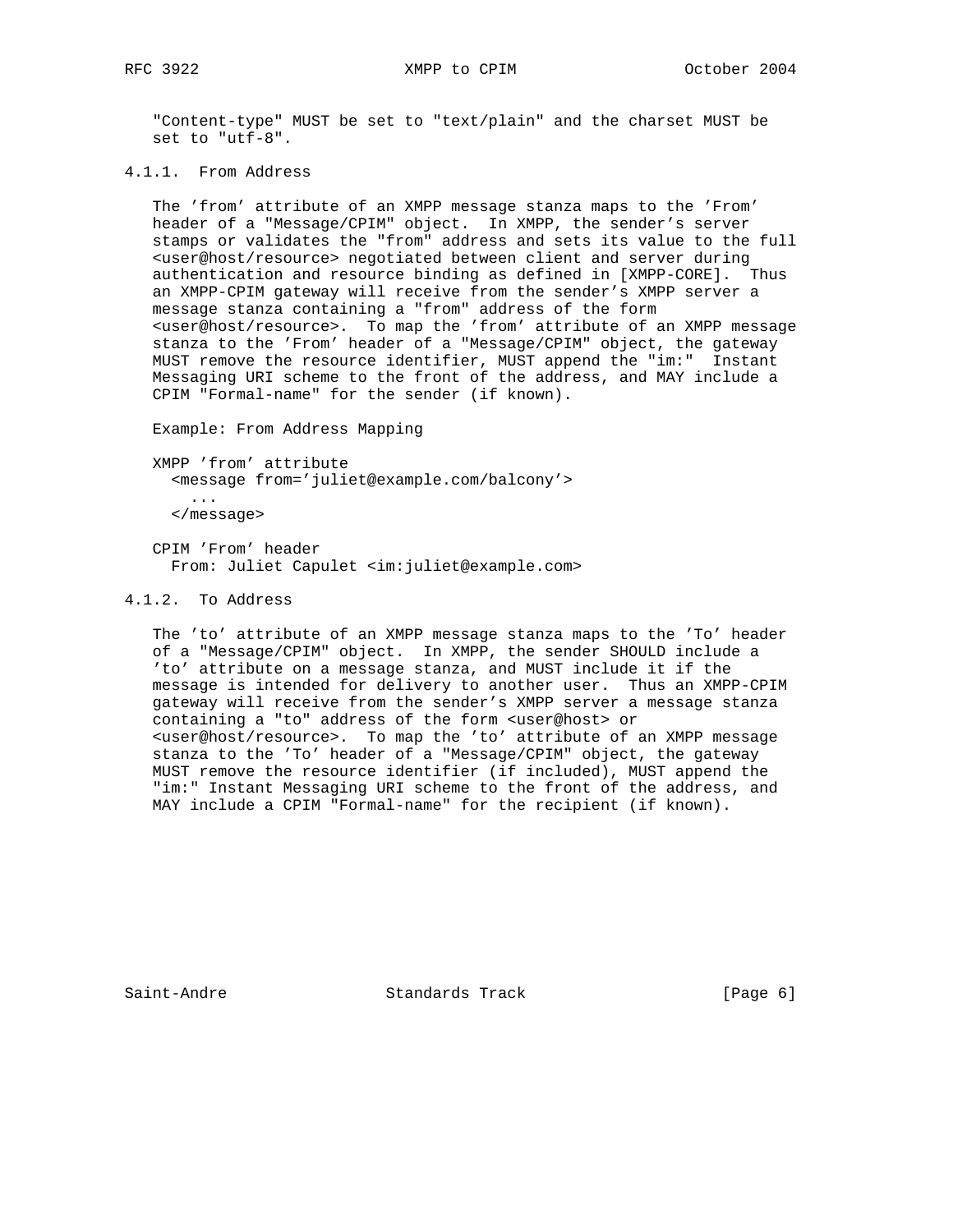"Content-type" MUST be set to "text/plain" and the charset MUST be set to "utf-8".

### 4.1.1. From Address

The 'from' attribute of an XMPP message stanza maps to the 'From' header of a "Message/CPIM" object. In XMPP, the sender's server stamps or validates the "from" address and sets its value to the full <user@host/resource> negotiated between client and server during authentication and resource binding as defined in [XMPP-CORE]. Thus an XMPP-CPIM gateway will receive from the sender's XMPP server a message stanza containing a "from" address of the form <user@host/resource>. To map the 'from' attribute of an XMPP message stanza to the 'From' header of a "Message/CPIM" object, the gateway MUST remove the resource identifier, MUST append the "im:" Instant Messaging URI scheme to the front of the address, and MAY include a CPIM "Formal-name" for the sender (if known).

Example: From Address Mapping

```
XMPP 'from' attribute
  <message from='juliet@example.com/balcony'>
    ...
  </message>

CPIM 'From' header
  From: Juliet Capulet <im:juliet@example.com>
```

### 4.1.2. To Address

The 'to' attribute of an XMPP message stanza maps to the 'To' header of a "Message/CPIM" object. In XMPP, the sender SHOULD include a 'to' attribute on a message stanza, and MUST include it if the message is intended for delivery to another user. Thus an XMPP-CPIM gateway will receive from the sender's XMPP server a message stanza containing a "to" address of the form <user@host> or <user@host/resource>. To map the 'to' attribute of an XMPP message stanza to the 'To' header of a "Message/CPIM" object, the gateway MUST remove the resource identifier (if included), MUST append the "im:" Instant Messaging URI scheme to the front of the address, and MAY include a CPIM "Formal-name" for the recipient (if known).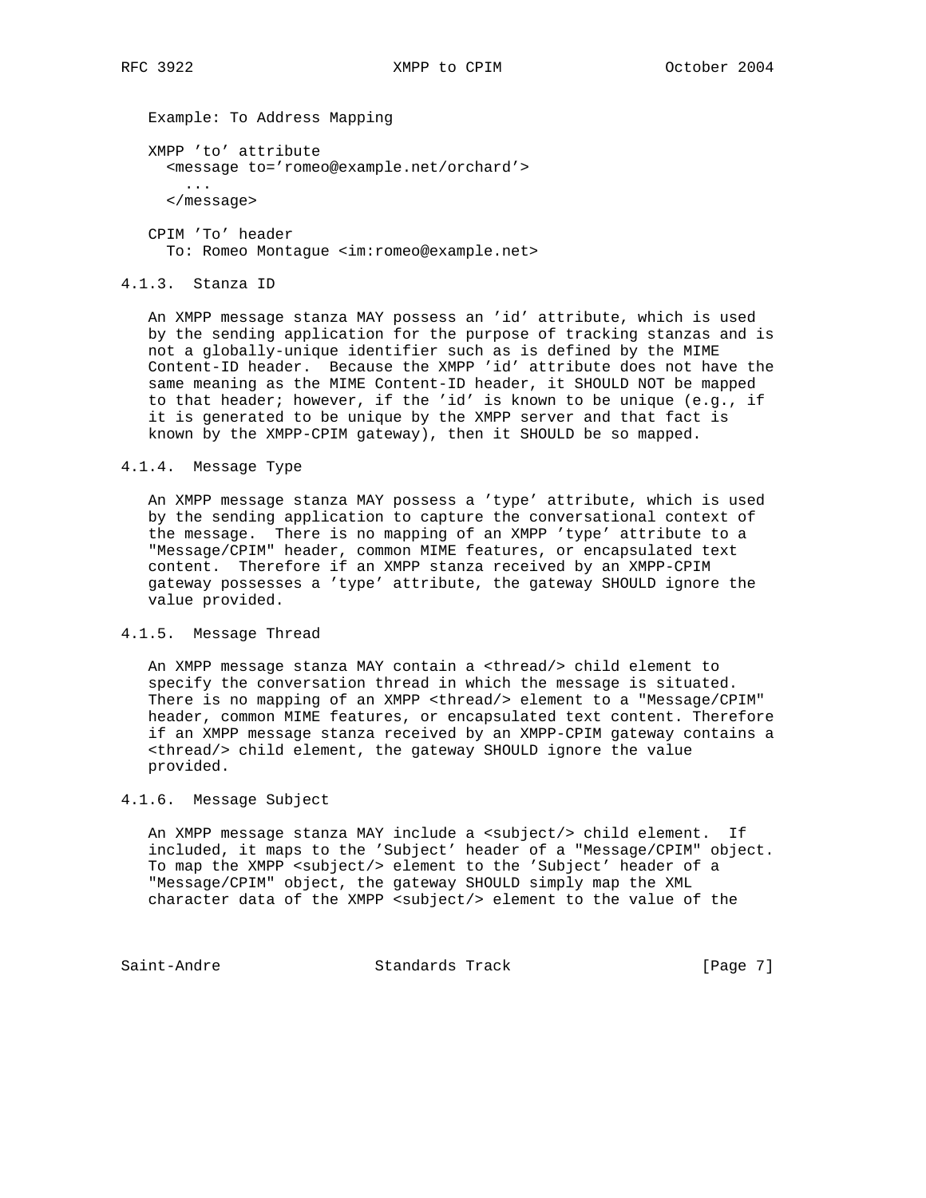Example: To Address Mapping

XMPP 'to' attribute

```
<message to='romeo@example.net/orchard'>
  ...
</message>
```

CPIM 'To' header

```
To: Romeo Montague <im:romeo@example.net>
```

#### 4.1.3. Stanza ID

An XMPP message stanza MAY possess an 'id' attribute, which is used by the sending application for the purpose of tracking stanzas and is not a globally-unique identifier such as is defined by the MIME Content-ID header. Because the XMPP 'id' attribute does not have the same meaning as the MIME Content-ID header, it SHOULD NOT be mapped to that header; however, if the 'id' is known to be unique (e.g., if it is generated to be unique by the XMPP server and that fact is known by the XMPP-CPIM gateway), then it SHOULD be so mapped.

#### 4.1.4. Message Type

An XMPP message stanza MAY possess a 'type' attribute, which is used by the sending application to capture the conversational context of the message. There is no mapping of an XMPP 'type' attribute to a "Message/CPIM" header, common MIME features, or encapsulated text content. Therefore if an XMPP stanza received by an XMPP-CPIM gateway possesses a 'type' attribute, the gateway SHOULD ignore the value provided.

#### 4.1.5. Message Thread

An XMPP message stanza MAY contain a <thread/> child element to specify the conversation thread in which the message is situated. There is no mapping of an XMPP <thread/> element to a "Message/CPIM" header, common MIME features, or encapsulated text content. Therefore if an XMPP message stanza received by an XMPP-CPIM gateway contains a <thread/> child element, the gateway SHOULD ignore the value provided.

#### 4.1.6. Message Subject

An XMPP message stanza MAY include a <subject/> child element. If included, it maps to the 'Subject' header of a "Message/CPIM" object. To map the XMPP <subject/> element to the 'Subject' header of a "Message/CPIM" object, the gateway SHOULD simply map the XML character data of the XMPP <subject/> element to the value of the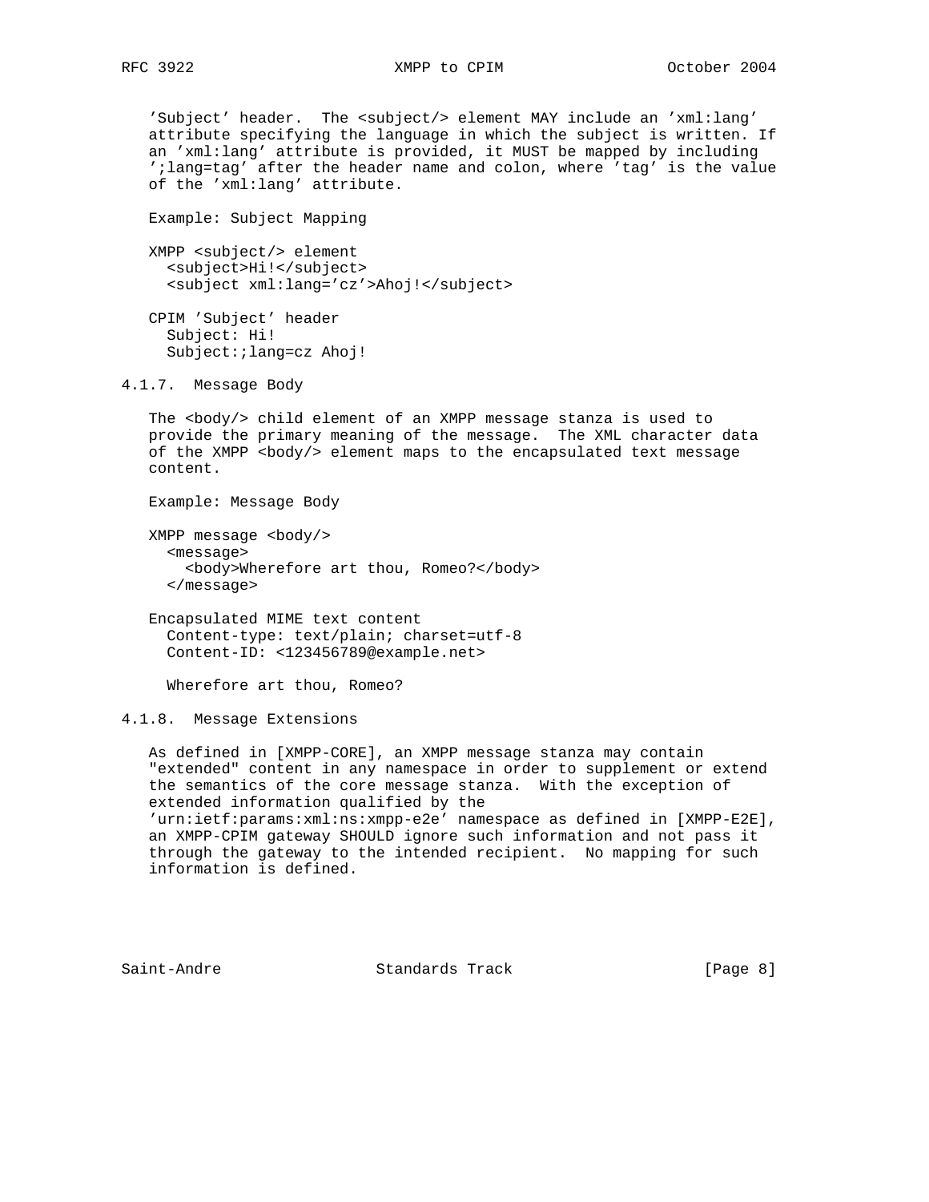'Subject' header. The <subject/> element MAY include an 'xml:lang' attribute specifying the language in which the subject is written. If an 'xml:lang' attribute is provided, it MUST be mapped by including ';lang=tag' after the header name and colon, where 'tag' is the value of the 'xml:lang' attribute.

Example: Subject Mapping

```
XMPP <subject/> element
  <subject>Hi!</subject>
  <subject xml:lang='cz'>Ahoj!</subject>

CPIM 'Subject' header
  Subject: Hi!
  Subject:;lang=cz Ahoj!
```

### 4.1.7. Message Body

The <body/> child element of an XMPP message stanza is used to provide the primary meaning of the message. The XML character data of the XMPP <body/> element maps to the encapsulated text message content.

Example: Message Body

```
XMPP message <body/>
  <message>
    <body>Wherefore art thou, Romeo?</body>
  </message>

Encapsulated MIME text content
  Content-type: text/plain; charset=utf-8
  Content-ID: <123456789@example.net>

  Wherefore art thou, Romeo?
```

### 4.1.8. Message Extensions

As defined in [XMPP-CORE], an XMPP message stanza may contain "extended" content in any namespace in order to supplement or extend the semantics of the core message stanza. With the exception of extended information qualified by the 'urn:ietf:params:xml:ns:xmpp-e2e' namespace as defined in [XMPP-E2E], an XMPP-CPIM gateway SHOULD ignore such information and not pass it through the gateway to the intended recipient. No mapping for such information is defined.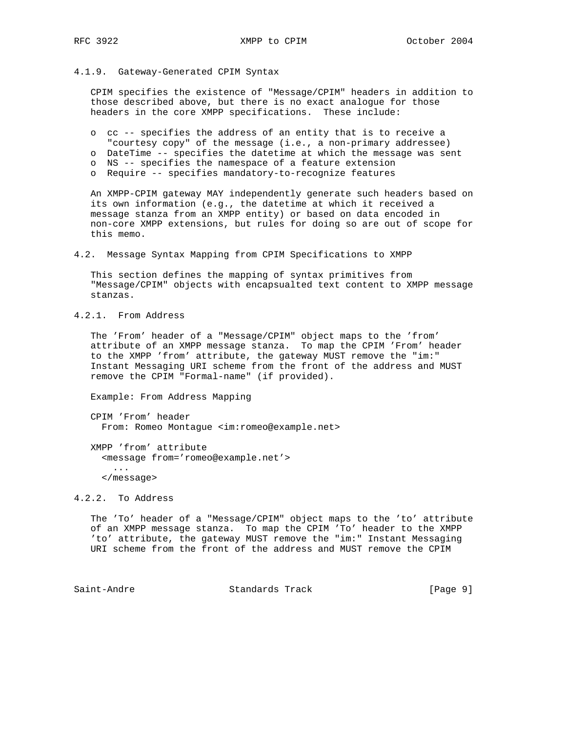#### 4.1.9. Gateway-Generated CPIM Syntax

CPIM specifies the existence of "Message/CPIM" headers in addition to those described above, but there is no exact analogue for those headers in the core XMPP specifications. These include:

- cc -- specifies the address of an entity that is to receive a "courtesy copy" of the message (i.e., a non-primary addressee)
- DateTime -- specifies the datetime at which the message was sent
- NS -- specifies the namespace of a feature extension
- Require -- specifies mandatory-to-recognize features

An XMPP-CPIM gateway MAY independently generate such headers based on its own information (e.g., the datetime at which it received a message stanza from an XMPP entity) or based on data encoded in non-core XMPP extensions, but rules for doing so are out of scope for this memo.

### 4.2. Message Syntax Mapping from CPIM Specifications to XMPP

This section defines the mapping of syntax primitives from "Message/CPIM" objects with encapsualted text content to XMPP message stanzas.

#### 4.2.1. From Address

The 'From' header of a "Message/CPIM" object maps to the 'from' attribute of an XMPP message stanza. To map the CPIM 'From' header to the XMPP 'from' attribute, the gateway MUST remove the "im:" Instant Messaging URI scheme from the front of the address and MUST remove the CPIM "Formal-name" (if provided).

Example: From Address Mapping

CPIM 'From' header

```
From: Romeo Montague <im:romeo@example.net>
```

XMPP 'from' attribute

```
<message from='romeo@example.net'>
  ...
</message>
```

#### 4.2.2. To Address

The 'To' header of a "Message/CPIM" object maps to the 'to' attribute of an XMPP message stanza. To map the CPIM 'To' header to the XMPP 'to' attribute, the gateway MUST remove the "im:" Instant Messaging URI scheme from the front of the address and MUST remove the CPIM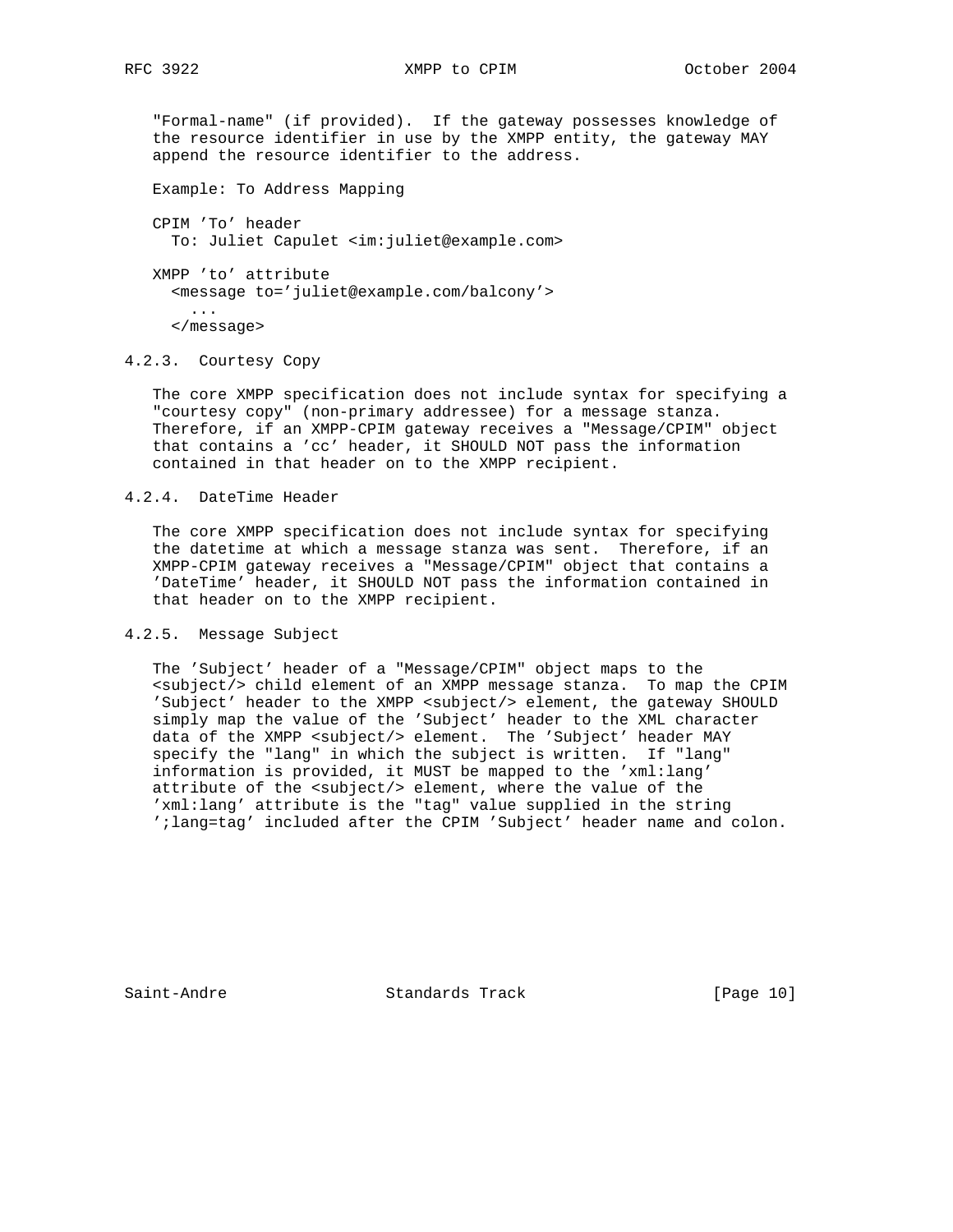"Formal-name" (if provided). If the gateway possesses knowledge of the resource identifier in use by the XMPP entity, the gateway MAY append the resource identifier to the address.

Example: To Address Mapping

CPIM 'To' header

```
To: Juliet Capulet <im:juliet@example.com>
```

XMPP 'to' attribute

```
<message to='juliet@example.com/balcony'>
  ...
</message>
```

### 4.2.3. Courtesy Copy

The core XMPP specification does not include syntax for specifying a "courtesy copy" (non-primary addressee) for a message stanza. Therefore, if an XMPP-CPIM gateway receives a "Message/CPIM" object that contains a 'cc' header, it SHOULD NOT pass the information contained in that header on to the XMPP recipient.

### 4.2.4. DateTime Header

The core XMPP specification does not include syntax for specifying the datetime at which a message stanza was sent. Therefore, if an XMPP-CPIM gateway receives a "Message/CPIM" object that contains a 'DateTime' header, it SHOULD NOT pass the information contained in that header on to the XMPP recipient.

### 4.2.5. Message Subject

The 'Subject' header of a "Message/CPIM" object maps to the <subject/> child element of an XMPP message stanza. To map the CPIM 'Subject' header to the XMPP <subject/> element, the gateway SHOULD simply map the value of the 'Subject' header to the XML character data of the XMPP <subject/> element. The 'Subject' header MAY specify the "lang" in which the subject is written. If "lang" information is provided, it MUST be mapped to the 'xml:lang' attribute of the <subject/> element, where the value of the 'xml:lang' attribute is the "tag" value supplied in the string ';lang=tag' included after the CPIM 'Subject' header name and colon.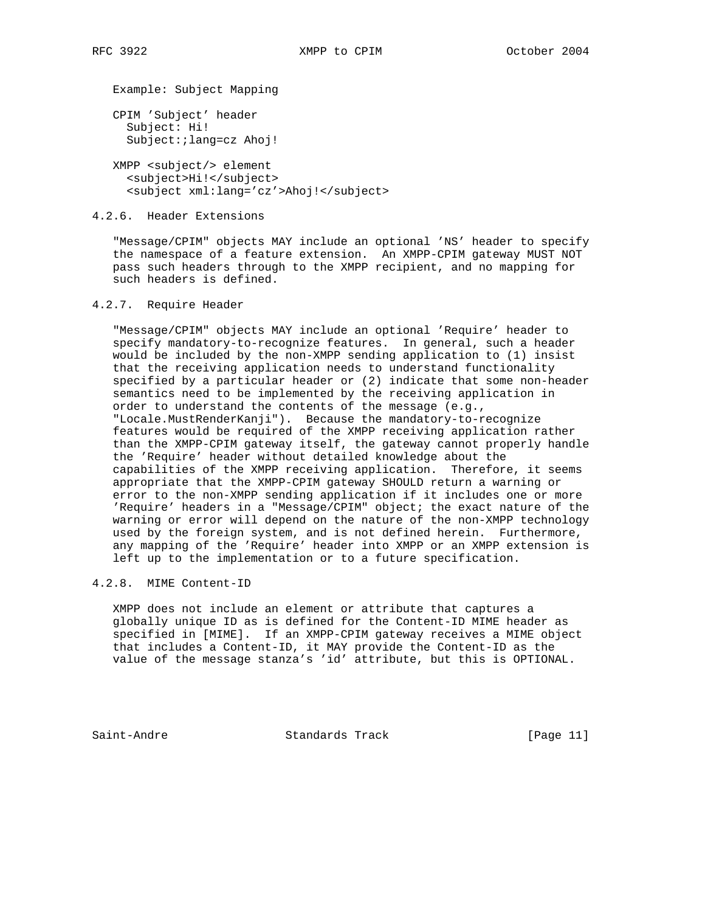Example: Subject Mapping

CPIM 'Subject' header

```
Subject: Hi!
Subject:;lang=cz Ahoj!
```

XMPP <subject/> element

```
<subject>Hi!</subject>
<subject xml:lang='cz'>Ahoj!</subject>
```

#### 4.2.6. Header Extensions

"Message/CPIM" objects MAY include an optional 'NS' header to specify the namespace of a feature extension. An XMPP-CPIM gateway MUST NOT pass such headers through to the XMPP recipient, and no mapping for such headers is defined.

#### 4.2.7. Require Header

"Message/CPIM" objects MAY include an optional 'Require' header to specify mandatory-to-recognize features. In general, such a header would be included by the non-XMPP sending application to (1) insist that the receiving application needs to understand functionality specified by a particular header or (2) indicate that some non-header semantics need to be implemented by the receiving application in order to understand the contents of the message (e.g., "Locale.MustRenderKanji"). Because the mandatory-to-recognize features would be required of the XMPP receiving application rather than the XMPP-CPIM gateway itself, the gateway cannot properly handle the 'Require' header without detailed knowledge about the capabilities of the XMPP receiving application. Therefore, it seems appropriate that the XMPP-CPIM gateway SHOULD return a warning or error to the non-XMPP sending application if it includes one or more 'Require' headers in a "Message/CPIM" object; the exact nature of the warning or error will depend on the nature of the non-XMPP technology used by the foreign system, and is not defined herein. Furthermore, any mapping of the 'Require' header into XMPP or an XMPP extension is left up to the implementation or to a future specification.

#### 4.2.8. MIME Content-ID

XMPP does not include an element or attribute that captures a globally unique ID as is defined for the Content-ID MIME header as specified in [MIME]. If an XMPP-CPIM gateway receives a MIME object that includes a Content-ID, it MAY provide the Content-ID as the value of the message stanza's 'id' attribute, but this is OPTIONAL.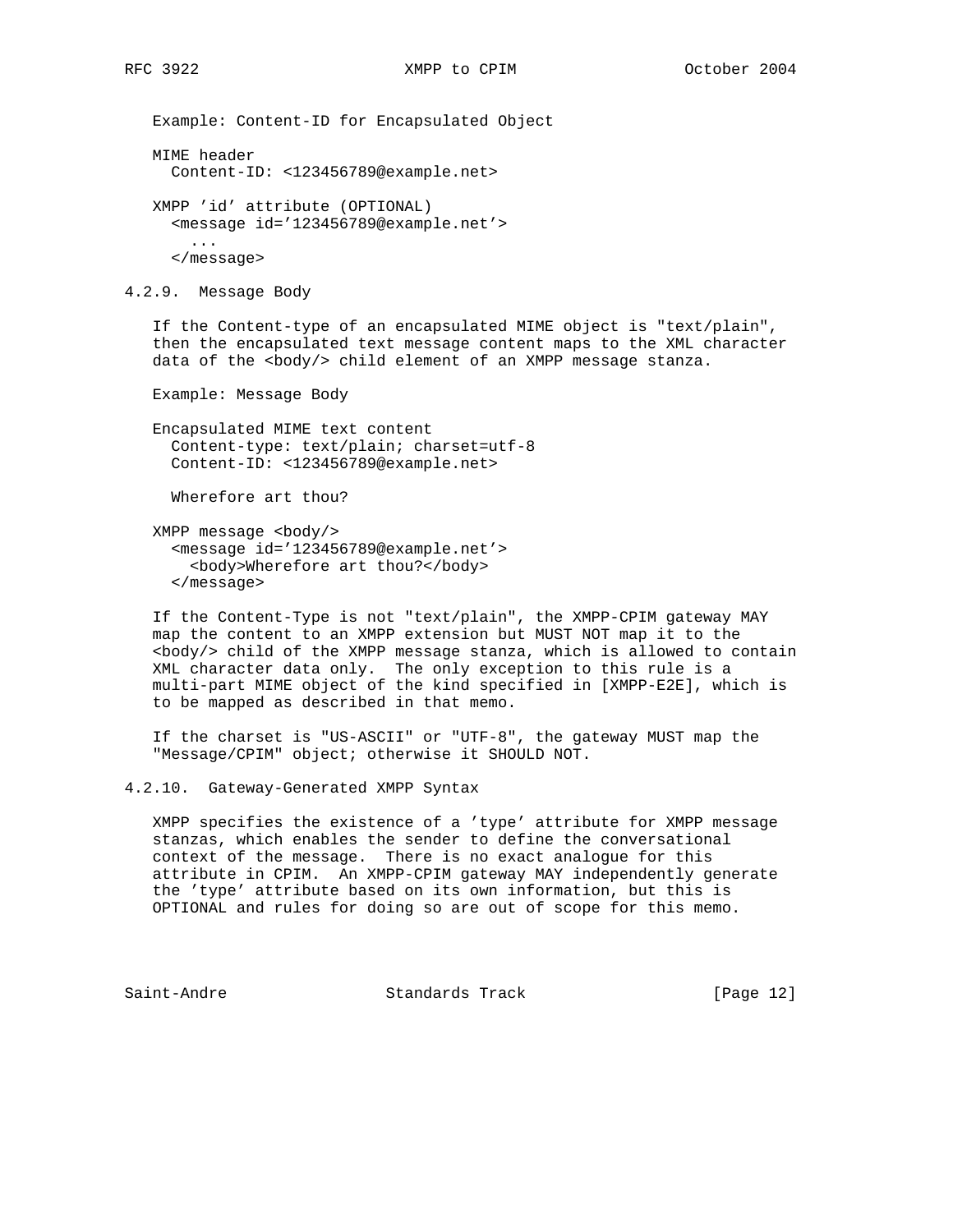Example: Content-ID for Encapsulated Object

MIME header

```
Content-ID: <123456789@example.net>
```

XMPP 'id' attribute (OPTIONAL)

```
<message id='123456789@example.net'>
  ...
</message>
```

#### 4.2.9. Message Body

If the Content-type of an encapsulated MIME object is "text/plain", then the encapsulated text message content maps to the XML character data of the <body/> child element of an XMPP message stanza.

Example: Message Body

Encapsulated MIME text content

```
Content-type: text/plain; charset=utf-8
Content-ID: <123456789@example.net>

Wherefore art thou?
```

XMPP message <body/>

```
<message id='123456789@example.net'>
  <body>Wherefore art thou?</body>
</message>
```

If the Content-Type is not "text/plain", the XMPP-CPIM gateway MAY map the content to an XMPP extension but MUST NOT map it to the <body/> child of the XMPP message stanza, which is allowed to contain XML character data only. The only exception to this rule is a multi-part MIME object of the kind specified in [XMPP-E2E], which is to be mapped as described in that memo.

If the charset is "US-ASCII" or "UTF-8", the gateway MUST map the "Message/CPIM" object; otherwise it SHOULD NOT.

#### 4.2.10. Gateway-Generated XMPP Syntax

XMPP specifies the existence of a 'type' attribute for XMPP message stanzas, which enables the sender to define the conversational context of the message. There is no exact analogue for this attribute in CPIM. An XMPP-CPIM gateway MAY independently generate the 'type' attribute based on its own information, but this is OPTIONAL and rules for doing so are out of scope for this memo.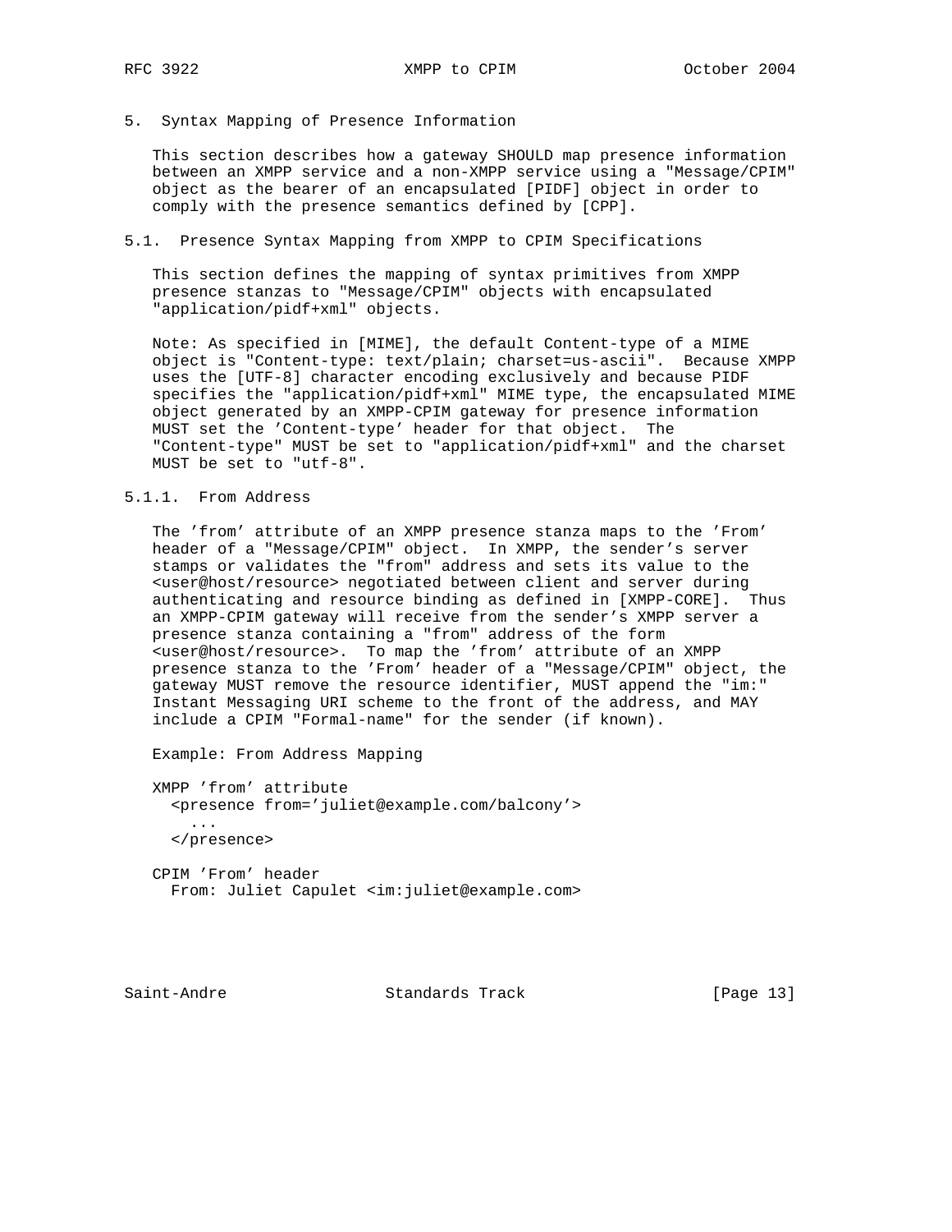## 5. Syntax Mapping of Presence Information

This section describes how a gateway SHOULD map presence information between an XMPP service and a non-XMPP service using a "Message/CPIM" object as the bearer of an encapsulated [PIDF] object in order to comply with the presence semantics defined by [CPP].

### 5.1. Presence Syntax Mapping from XMPP to CPIM Specifications

This section defines the mapping of syntax primitives from XMPP presence stanzas to "Message/CPIM" objects with encapsulated "application/pidf+xml" objects.

Note: As specified in [MIME], the default Content-type of a MIME object is "Content-type: text/plain; charset=us-ascii". Because XMPP uses the [UTF-8] character encoding exclusively and because PIDF specifies the "application/pidf+xml" MIME type, the encapsulated MIME object generated by an XMPP-CPIM gateway for presence information MUST set the 'Content-type' header for that object. The "Content-type" MUST be set to "application/pidf+xml" and the charset MUST be set to "utf-8".

#### 5.1.1. From Address

The 'from' attribute of an XMPP presence stanza maps to the 'From' header of a "Message/CPIM" object. In XMPP, the sender's server stamps or validates the "from" address and sets its value to the <user@host/resource> negotiated between client and server during authenticating and resource binding as defined in [XMPP-CORE]. Thus an XMPP-CPIM gateway will receive from the sender's XMPP server a presence stanza containing a "from" address of the form <user@host/resource>. To map the 'from' attribute of an XMPP presence stanza to the 'From' header of a "Message/CPIM" object, the gateway MUST remove the resource identifier, MUST append the "im:" Instant Messaging URI scheme to the front of the address, and MAY include a CPIM "Formal-name" for the sender (if known).

Example: From Address Mapping

XMPP 'from' attribute

```
<presence from='juliet@example.com/balcony'>
  ...
</presence>
```

CPIM 'From' header

```
From: Juliet Capulet <im:juliet@example.com>
```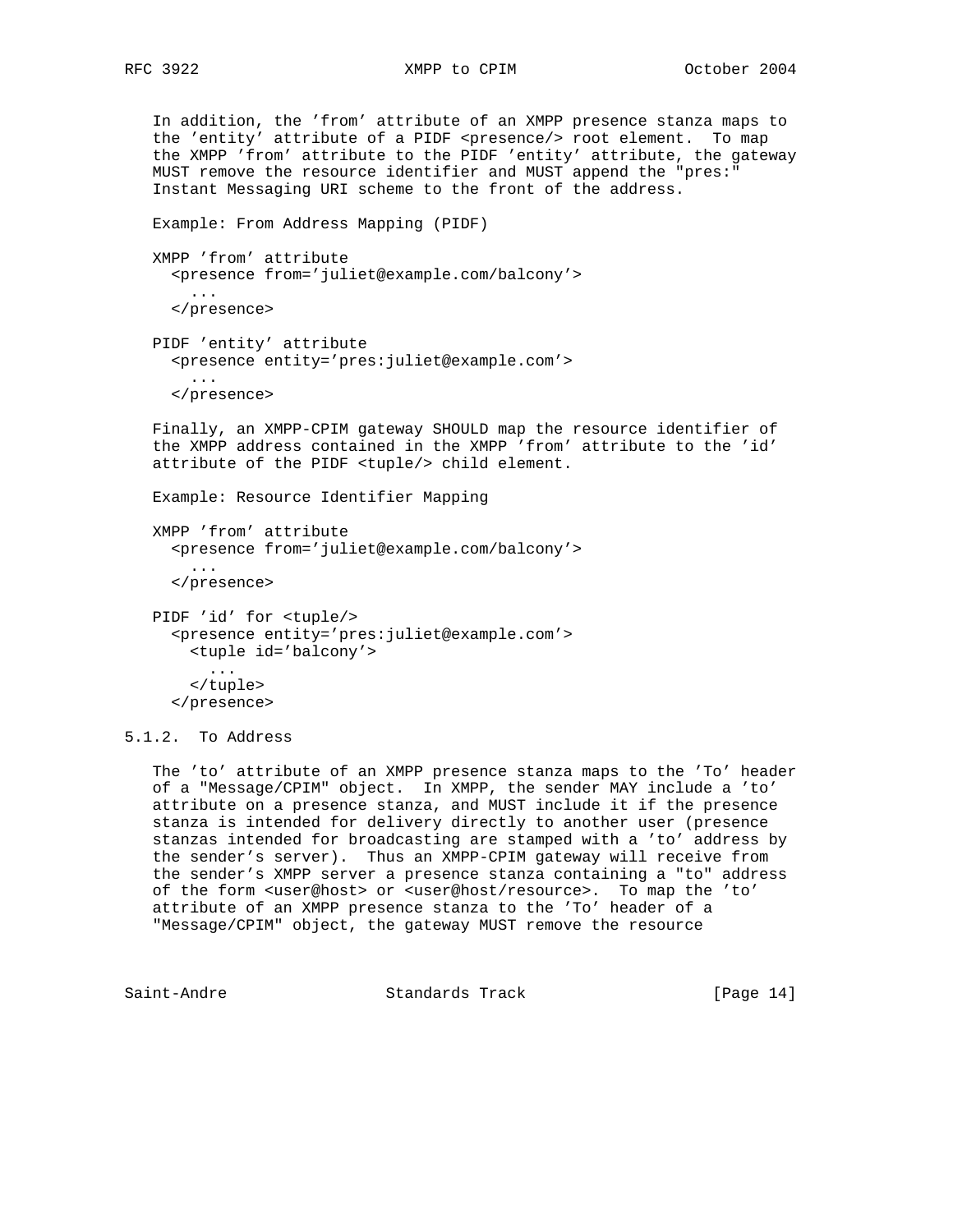In addition, the 'from' attribute of an XMPP presence stanza maps to the 'entity' attribute of a PIDF <presence/> root element. To map the XMPP 'from' attribute to the PIDF 'entity' attribute, the gateway MUST remove the resource identifier and MUST append the "pres:" Instant Messaging URI scheme to the front of the address.

Example: From Address Mapping (PIDF)

```
XMPP 'from' attribute
  <presence from='juliet@example.com/balcony'>
    ...
  </presence>

PIDF 'entity' attribute
  <presence entity='pres:juliet@example.com'>
    ...
  </presence>
```

Finally, an XMPP-CPIM gateway SHOULD map the resource identifier of the XMPP address contained in the XMPP 'from' attribute to the 'id' attribute of the PIDF <tuple/> child element.

Example: Resource Identifier Mapping

```
XMPP 'from' attribute
  <presence from='juliet@example.com/balcony'>
    ...
  </presence>

PIDF 'id' for <tuple/>
  <presence entity='pres:juliet@example.com'>
    <tuple id='balcony'>
      ...
    </tuple>
  </presence>
```

### 5.1.2. To Address

The 'to' attribute of an XMPP presence stanza maps to the 'To' header of a "Message/CPIM" object. In XMPP, the sender MAY include a 'to' attribute on a presence stanza, and MUST include it if the presence stanza is intended for delivery directly to another user (presence stanzas intended for broadcasting are stamped with a 'to' address by the sender's server). Thus an XMPP-CPIM gateway will receive from the sender's XMPP server a presence stanza containing a "to" address of the form <user@host> or <user@host/resource>. To map the 'to' attribute of an XMPP presence stanza to the 'To' header of a "Message/CPIM" object, the gateway MUST remove the resource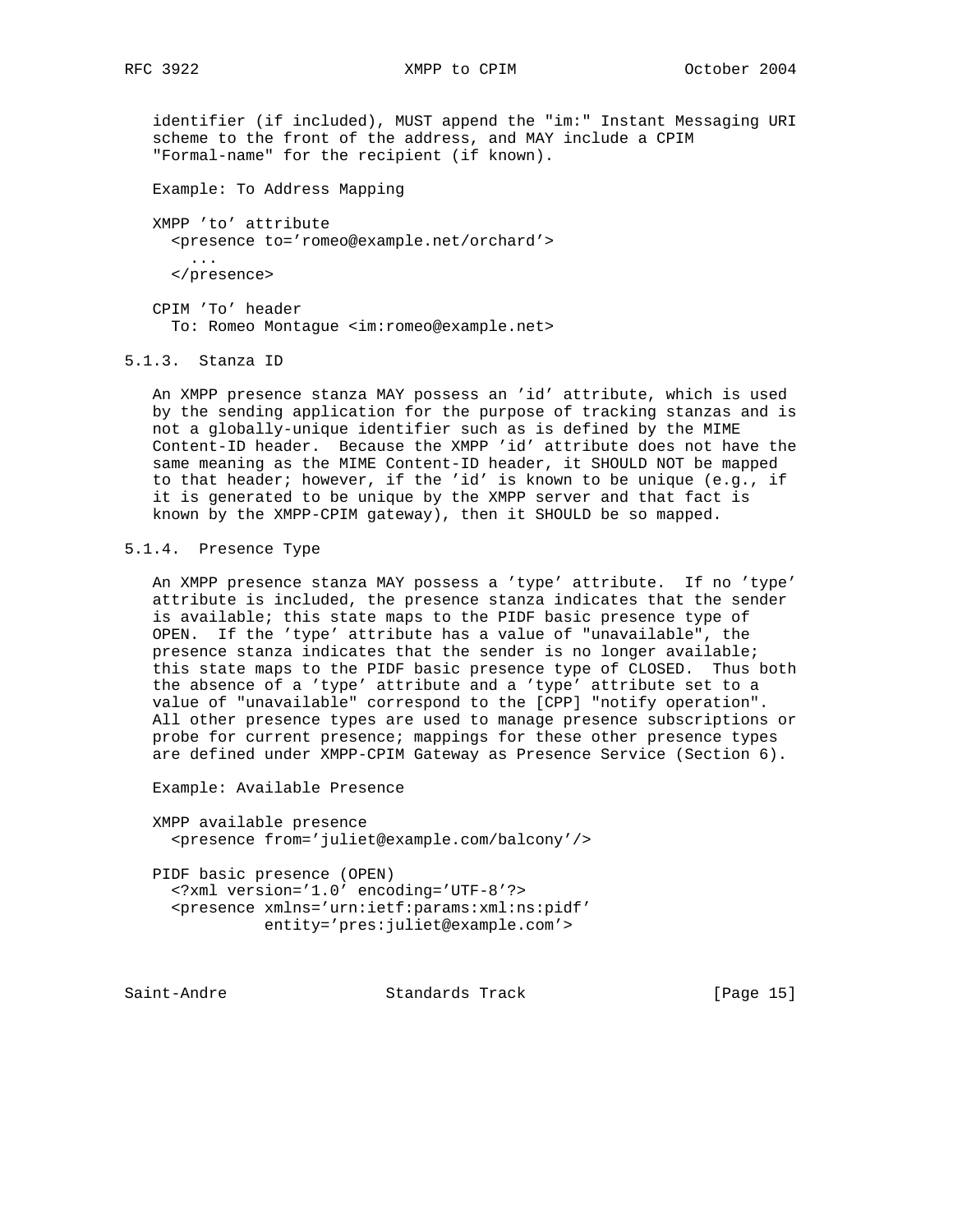identifier (if included), MUST append the "im:" Instant Messaging URI scheme to the front of the address, and MAY include a CPIM "Formal-name" for the recipient (if known).

Example: To Address Mapping

XMPP 'to' attribute

```
<presence to='romeo@example.net/orchard'>
  ...
</presence>
```

CPIM 'To' header

```
To: Romeo Montague <im:romeo@example.net>
```

#### 5.1.3. Stanza ID

An XMPP presence stanza MAY possess an 'id' attribute, which is used by the sending application for the purpose of tracking stanzas and is not a globally-unique identifier such as is defined by the MIME Content-ID header. Because the XMPP 'id' attribute does not have the same meaning as the MIME Content-ID header, it SHOULD NOT be mapped to that header; however, if the 'id' is known to be unique (e.g., if it is generated to be unique by the XMPP server and that fact is known by the XMPP-CPIM gateway), then it SHOULD be so mapped.

#### 5.1.4. Presence Type

An XMPP presence stanza MAY possess a 'type' attribute. If no 'type' attribute is included, the presence stanza indicates that the sender is available; this state maps to the PIDF basic presence type of OPEN. If the 'type' attribute has a value of "unavailable", the presence stanza indicates that the sender is no longer available; this state maps to the PIDF basic presence type of CLOSED. Thus both the absence of a 'type' attribute and a 'type' attribute set to a value of "unavailable" correspond to the [CPP] "notify operation". All other presence types are used to manage presence subscriptions or probe for current presence; mappings for these other presence types are defined under XMPP-CPIM Gateway as Presence Service (Section 6).

Example: Available Presence

XMPP available presence

```
<presence from='juliet@example.com/balcony'/>
```

PIDF basic presence (OPEN)

```
<?xml version='1.0' encoding='UTF-8'?>
<presence xmlns='urn:ietf:params:xml:ns:pidf'
          entity='pres:juliet@example.com'>
```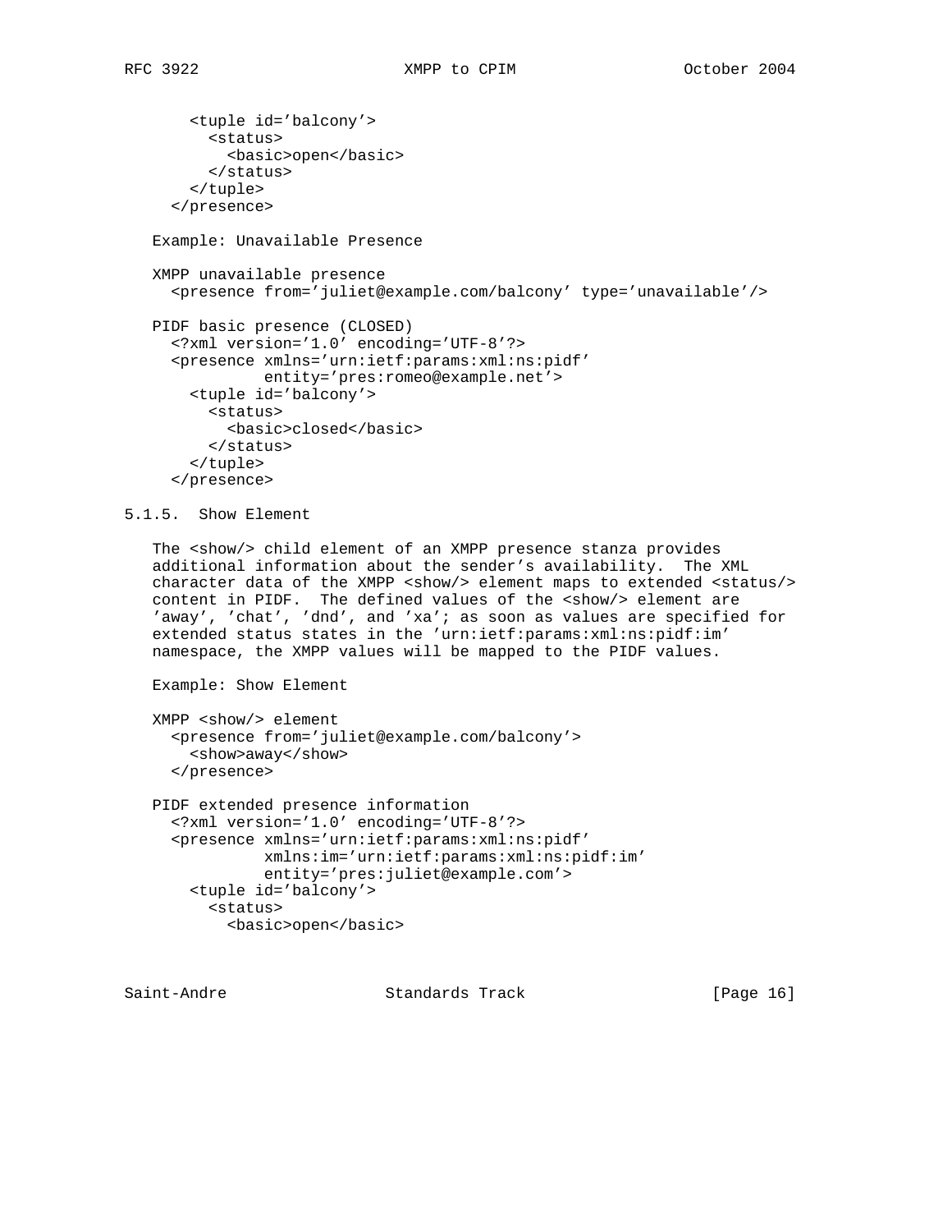```
    <tuple id='balcony'>
      <status>
        <basic>open</basic>
      </status>
    </tuple>
  </presence>
```

Example: Unavailable Presence

XMPP unavailable presence

```
  <presence from='juliet@example.com/balcony' type='unavailable'/>
```

PIDF basic presence (CLOSED)

```
  <?xml version='1.0' encoding='UTF-8'?>
  <presence xmlns='urn:ietf:params:xml:ns:pidf'
            entity='pres:romeo@example.net'>
    <tuple id='balcony'>
      <status>
        <basic>closed</basic>
      </status>
    </tuple>
  </presence>
```

### 5.1.5. Show Element

The <show/> child element of an XMPP presence stanza provides additional information about the sender's availability. The XML character data of the XMPP <show/> element maps to extended <status/> content in PIDF. The defined values of the <show/> element are 'away', 'chat', 'dnd', and 'xa'; as soon as values are specified for extended status states in the 'urn:ietf:params:xml:ns:pidf:im' namespace, the XMPP values will be mapped to the PIDF values.

Example: Show Element

XMPP <show/> element

```
  <presence from='juliet@example.com/balcony'>
    <show>away</show>
  </presence>
```

PIDF extended presence information

```
  <?xml version='1.0' encoding='UTF-8'?>
  <presence xmlns='urn:ietf:params:xml:ns:pidf'
            xmlns:im='urn:ietf:params:xml:ns:pidf:im'
            entity='pres:juliet@example.com'>
    <tuple id='balcony'>
      <status>
        <basic>open</basic>
```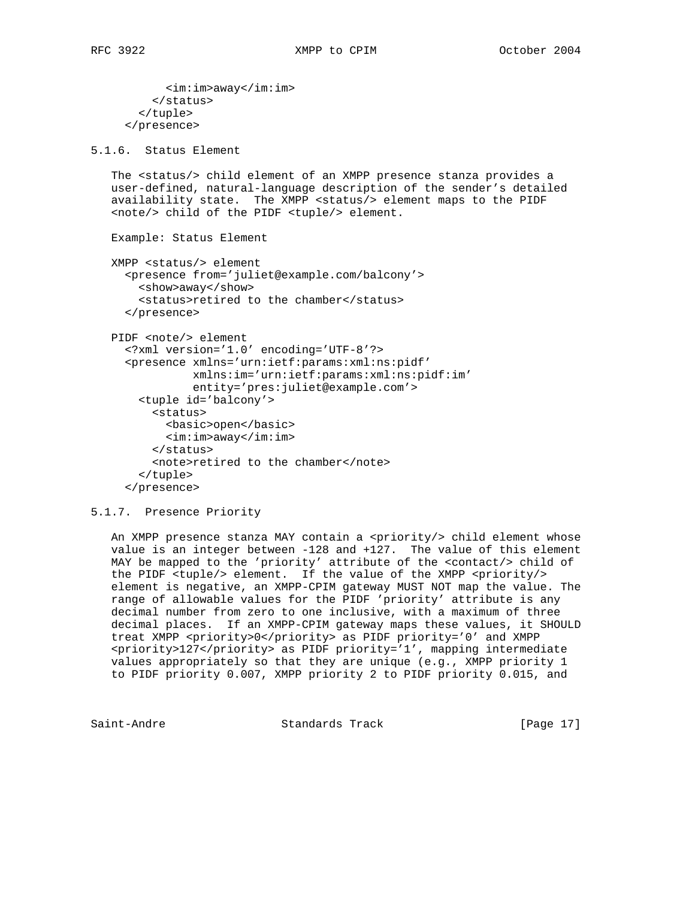```
          <im:im>away</im:im>
        </status>
      </tuple>
    </presence>
```

### 5.1.6. Status Element

The <status/> child element of an XMPP presence stanza provides a user-defined, natural-language description of the sender's detailed availability state. The XMPP <status/> element maps to the PIDF <note/> child of the PIDF <tuple/> element.

Example: Status Element

XMPP <status/> element

```
    <presence from='juliet@example.com/balcony'>
      <show>away</show>
      <status>retired to the chamber</status>
    </presence>
```

PIDF <note/> element

```
    <?xml version='1.0' encoding='UTF-8'?>
    <presence xmlns='urn:ietf:params:xml:ns:pidf'
              xmlns:im='urn:ietf:params:xml:ns:pidf:im'
              entity='pres:juliet@example.com'>
      <tuple id='balcony'>
        <status>
          <basic>open</basic>
          <im:im>away</im:im>
        </status>
        <note>retired to the chamber</note>
      </tuple>
    </presence>
```

### 5.1.7. Presence Priority

An XMPP presence stanza MAY contain a <priority/> child element whose value is an integer between -128 and +127. The value of this element MAY be mapped to the 'priority' attribute of the <contact/> child of the PIDF <tuple/> element. If the value of the XMPP <priority/> element is negative, an XMPP-CPIM gateway MUST NOT map the value. The range of allowable values for the PIDF 'priority' attribute is any decimal number from zero to one inclusive, with a maximum of three decimal places. If an XMPP-CPIM gateway maps these values, it SHOULD treat XMPP <priority>0</priority> as PIDF priority='0' and XMPP <priority>127</priority> as PIDF priority='1', mapping intermediate values appropriately so that they are unique (e.g., XMPP priority 1 to PIDF priority 0.007, XMPP priority 2 to PIDF priority 0.015, and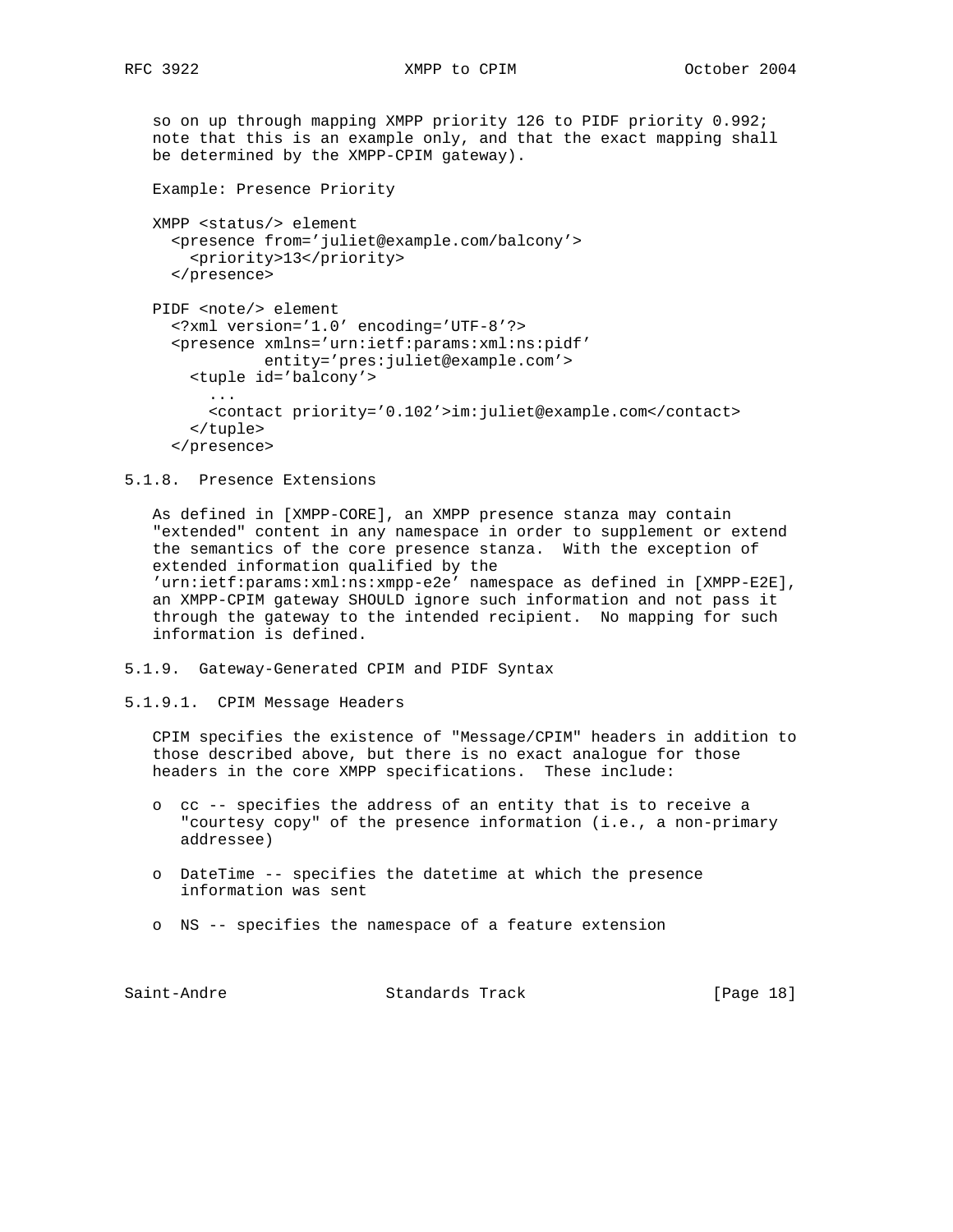so on up through mapping XMPP priority 126 to PIDF priority 0.992; note that this is an example only, and that the exact mapping shall be determined by the XMPP-CPIM gateway).

Example: Presence Priority

```
XMPP <status/> element
  <presence from='juliet@example.com/balcony'>
    <priority>13</priority>
  </presence>

PIDF <note/> element
  <?xml version='1.0' encoding='UTF-8'?>
  <presence xmlns='urn:ietf:params:xml:ns:pidf'
            entity='pres:juliet@example.com'>
    <tuple id='balcony'>
      ...
      <contact priority='0.102'>im:juliet@example.com</contact>
    </tuple>
  </presence>
```

#### 5.1.8. Presence Extensions

As defined in [XMPP-CORE], an XMPP presence stanza may contain "extended" content in any namespace in order to supplement or extend the semantics of the core presence stanza. With the exception of extended information qualified by the 'urn:ietf:params:xml:ns:xmpp-e2e' namespace as defined in [XMPP-E2E], an XMPP-CPIM gateway SHOULD ignore such information and not pass it through the gateway to the intended recipient. No mapping for such information is defined.

#### 5.1.9. Gateway-Generated CPIM and PIDF Syntax

##### 5.1.9.1. CPIM Message Headers

CPIM specifies the existence of "Message/CPIM" headers in addition to those described above, but there is no exact analogue for those headers in the core XMPP specifications. These include:

- cc -- specifies the address of an entity that is to receive a "courtesy copy" of the presence information (i.e., a non-primary addressee)
- DateTime -- specifies the datetime at which the presence information was sent
- NS -- specifies the namespace of a feature extension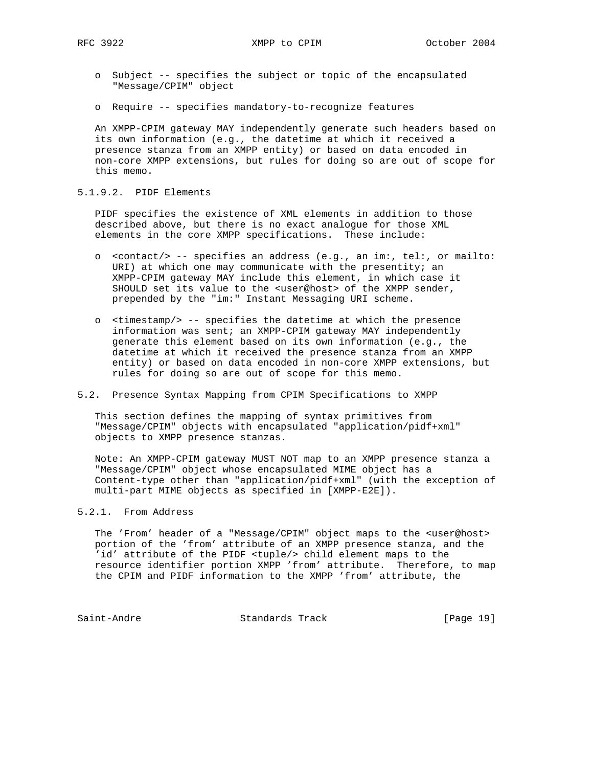- Subject -- specifies the subject or topic of the encapsulated "Message/CPIM" object

- Require -- specifies mandatory-to-recognize features

An XMPP-CPIM gateway MAY independently generate such headers based on its own information (e.g., the datetime at which it received a presence stanza from an XMPP entity) or based on data encoded in non-core XMPP extensions, but rules for doing so are out of scope for this memo.

#### 5.1.9.2. PIDF Elements

PIDF specifies the existence of XML elements in addition to those described above, but there is no exact analogue for those XML elements in the core XMPP specifications. These include:

- <contact/> -- specifies an address (e.g., an im:, tel:, or mailto: URI) at which one may communicate with the presentity; an XMPP-CPIM gateway MAY include this element, in which case it SHOULD set its value to the <user@host> of the XMPP sender, prepended by the "im:" Instant Messaging URI scheme.

- <timestamp/> -- specifies the datetime at which the presence information was sent; an XMPP-CPIM gateway MAY independently generate this element based on its own information (e.g., the datetime at which it received the presence stanza from an XMPP entity) or based on data encoded in non-core XMPP extensions, but rules for doing so are out of scope for this memo.

### 5.2. Presence Syntax Mapping from CPIM Specifications to XMPP

This section defines the mapping of syntax primitives from "Message/CPIM" objects with encapsulated "application/pidf+xml" objects to XMPP presence stanzas.

Note: An XMPP-CPIM gateway MUST NOT map to an XMPP presence stanza a "Message/CPIM" object whose encapsulated MIME object has a Content-type other than "application/pidf+xml" (with the exception of multi-part MIME objects as specified in [XMPP-E2E]).

#### 5.2.1. From Address

The 'From' header of a "Message/CPIM" object maps to the <user@host> portion of the 'from' attribute of an XMPP presence stanza, and the 'id' attribute of the PIDF <tuple/> child element maps to the resource identifier portion XMPP 'from' attribute. Therefore, to map the CPIM and PIDF information to the XMPP 'from' attribute, the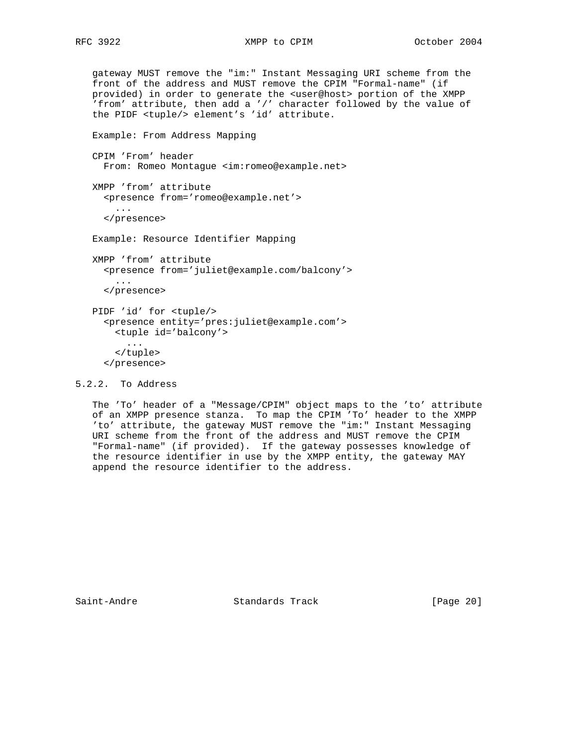gateway MUST remove the "im:" Instant Messaging URI scheme from the front of the address and MUST remove the CPIM "Formal-name" (if provided) in order to generate the <user@host> portion of the XMPP 'from' attribute, then add a '/' character followed by the value of the PIDF <tuple/> element's 'id' attribute.

Example: From Address Mapping

```
CPIM 'From' header
  From: Romeo Montague <im:romeo@example.net>

XMPP 'from' attribute
  <presence from='romeo@example.net'>
    ...
  </presence>
```

Example: Resource Identifier Mapping

```
XMPP 'from' attribute
  <presence from='juliet@example.com/balcony'>
    ...
  </presence>

PIDF 'id' for <tuple/>
  <presence entity='pres:juliet@example.com'>
    <tuple id='balcony'>
      ...
    </tuple>
  </presence>
```

### 5.2.2. To Address

The 'To' header of a "Message/CPIM" object maps to the 'to' attribute of an XMPP presence stanza. To map the CPIM 'To' header to the XMPP 'to' attribute, the gateway MUST remove the "im:" Instant Messaging URI scheme from the front of the address and MUST remove the CPIM "Formal-name" (if provided). If the gateway possesses knowledge of the resource identifier in use by the XMPP entity, the gateway MAY append the resource identifier to the address.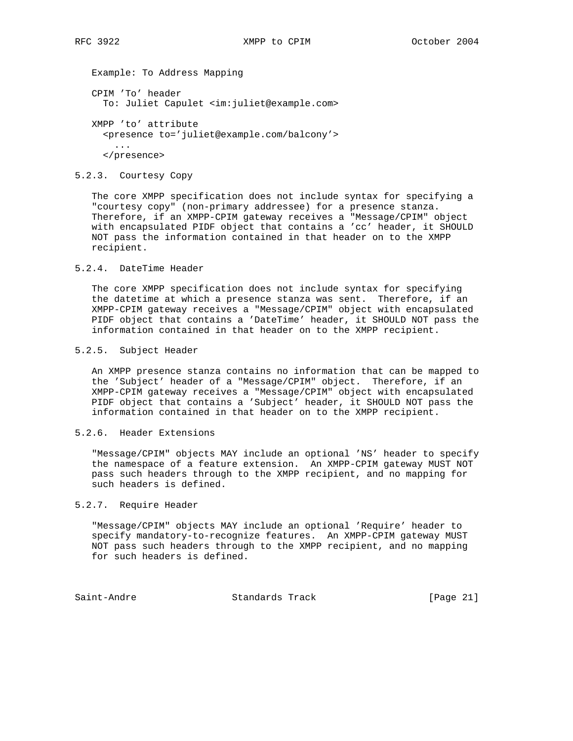Example: To Address Mapping

CPIM 'To' header
```
To: Juliet Capulet <im:juliet@example.com>
```

XMPP 'to' attribute
```
<presence to='juliet@example.com/balcony'>
  ...
</presence>
```

### 5.2.3. Courtesy Copy

The core XMPP specification does not include syntax for specifying a "courtesy copy" (non-primary addressee) for a presence stanza. Therefore, if an XMPP-CPIM gateway receives a "Message/CPIM" object with encapsulated PIDF object that contains a 'cc' header, it SHOULD NOT pass the information contained in that header on to the XMPP recipient.

### 5.2.4. DateTime Header

The core XMPP specification does not include syntax for specifying the datetime at which a presence stanza was sent. Therefore, if an XMPP-CPIM gateway receives a "Message/CPIM" object with encapsulated PIDF object that contains a 'DateTime' header, it SHOULD NOT pass the information contained in that header on to the XMPP recipient.

### 5.2.5. Subject Header

An XMPP presence stanza contains no information that can be mapped to the 'Subject' header of a "Message/CPIM" object. Therefore, if an XMPP-CPIM gateway receives a "Message/CPIM" object with encapsulated PIDF object that contains a 'Subject' header, it SHOULD NOT pass the information contained in that header on to the XMPP recipient.

### 5.2.6. Header Extensions

"Message/CPIM" objects MAY include an optional 'NS' header to specify the namespace of a feature extension. An XMPP-CPIM gateway MUST NOT pass such headers through to the XMPP recipient, and no mapping for such headers is defined.

### 5.2.7. Require Header

"Message/CPIM" objects MAY include an optional 'Require' header to specify mandatory-to-recognize features. An XMPP-CPIM gateway MUST NOT pass such headers through to the XMPP recipient, and no mapping for such headers is defined.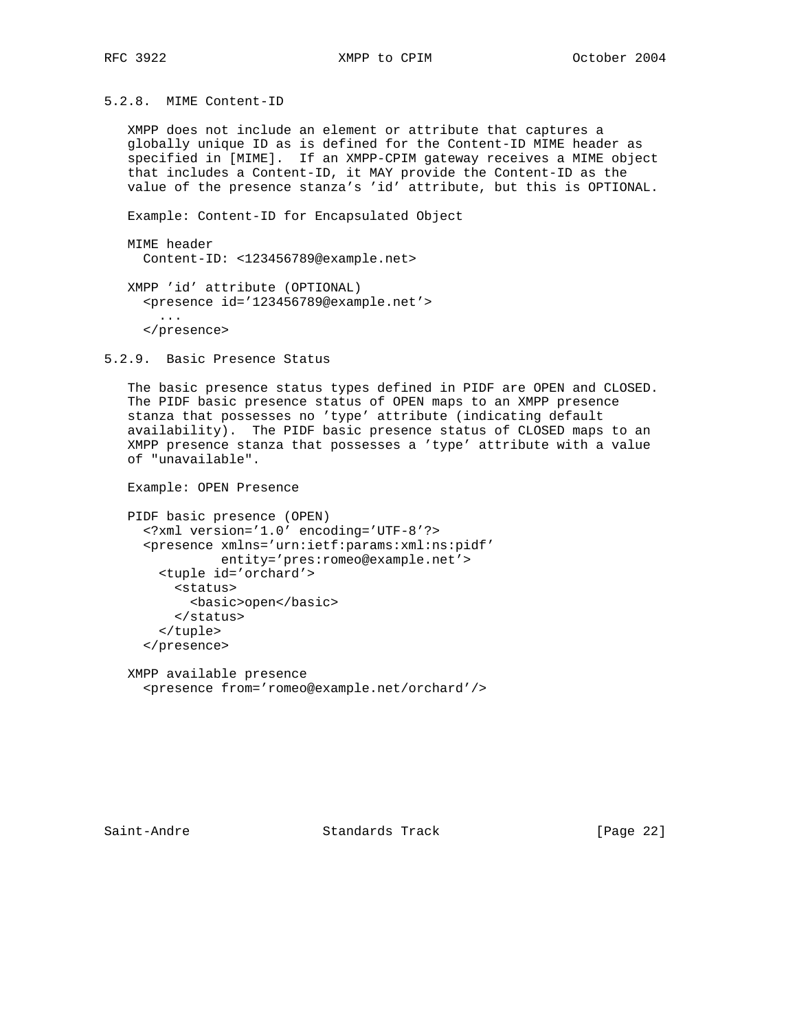### 5.2.8. MIME Content-ID

XMPP does not include an element or attribute that captures a globally unique ID as is defined for the Content-ID MIME header as specified in [MIME]. If an XMPP-CPIM gateway receives a MIME object that includes a Content-ID, it MAY provide the Content-ID as the value of the presence stanza's 'id' attribute, but this is OPTIONAL.

Example: Content-ID for Encapsulated Object

MIME header

```
Content-ID: <123456789@example.net>
```

XMPP 'id' attribute (OPTIONAL)

```
<presence id='123456789@example.net'>
  ...
</presence>
```

### 5.2.9. Basic Presence Status

The basic presence status types defined in PIDF are OPEN and CLOSED. The PIDF basic presence status of OPEN maps to an XMPP presence stanza that possesses no 'type' attribute (indicating default availability). The PIDF basic presence status of CLOSED maps to an XMPP presence stanza that possesses a 'type' attribute with a value of "unavailable".

Example: OPEN Presence

PIDF basic presence (OPEN)

```
<?xml version='1.0' encoding='UTF-8'?>
<presence xmlns='urn:ietf:params:xml:ns:pidf'
          entity='pres:romeo@example.net'>
  <tuple id='orchard'>
    <status>
      <basic>open</basic>
    </status>
  </tuple>
</presence>
```

XMPP available presence

```
<presence from='romeo@example.net/orchard'/>
```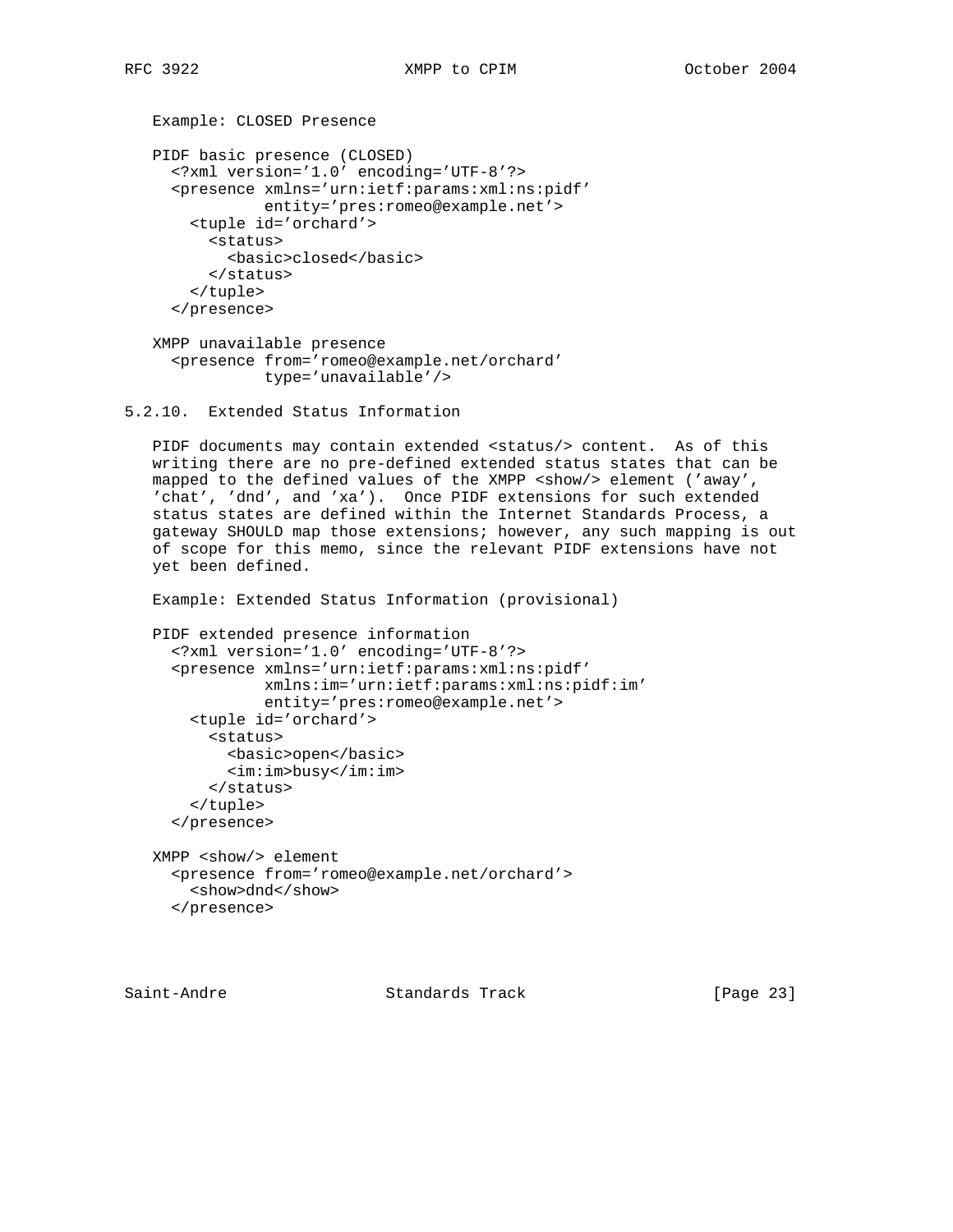Example: CLOSED Presence

PIDF basic presence (CLOSED)

```
<?xml version='1.0' encoding='UTF-8'?>
<presence xmlns='urn:ietf:params:xml:ns:pidf'
          entity='pres:romeo@example.net'>
  <tuple id='orchard'>
    <status>
      <basic>closed</basic>
    </status>
  </tuple>
</presence>
```

XMPP unavailable presence

```
<presence from='romeo@example.net/orchard'
          type='unavailable'/>
```

### 5.2.10. Extended Status Information

PIDF documents may contain extended <status/> content. As of this writing there are no pre-defined extended status states that can be mapped to the defined values of the XMPP <show/> element ('away', 'chat', 'dnd', and 'xa'). Once PIDF extensions for such extended status states are defined within the Internet Standards Process, a gateway SHOULD map those extensions; however, any such mapping is out of scope for this memo, since the relevant PIDF extensions have not yet been defined.

Example: Extended Status Information (provisional)

PIDF extended presence information

```
<?xml version='1.0' encoding='UTF-8'?>
<presence xmlns='urn:ietf:params:xml:ns:pidf'
          xmlns:im='urn:ietf:params:xml:ns:pidf:im'
          entity='pres:romeo@example.net'>
  <tuple id='orchard'>
    <status>
      <basic>open</basic>
      <im:im>busy</im:im>
    </status>
  </tuple>
</presence>
```

XMPP <show/> element

```
<presence from='romeo@example.net/orchard'>
  <show>dnd</show>
</presence>
```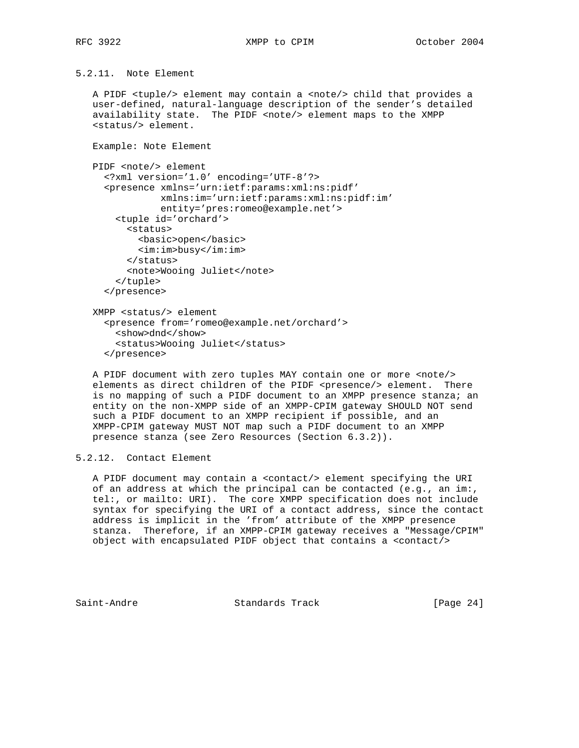### 5.2.11. Note Element

A PIDF <tuple/> element may contain a <note/> child that provides a user-defined, natural-language description of the sender's detailed availability state. The PIDF <note/> element maps to the XMPP <status/> element.

Example: Note Element

PIDF <note/> element

```
<?xml version='1.0' encoding='UTF-8'?>
<presence xmlns='urn:ietf:params:xml:ns:pidf'
          xmlns:im='urn:ietf:params:xml:ns:pidf:im'
          entity='pres:romeo@example.net'>
  <tuple id='orchard'>
    <status>
      <basic>open</basic>
      <im:im>busy</im:im>
    </status>
    <note>Wooing Juliet</note>
  </tuple>
</presence>
```

XMPP <status/> element

```
<presence from='romeo@example.net/orchard'>
  <show>dnd</show>
  <status>Wooing Juliet</status>
</presence>
```

A PIDF document with zero tuples MAY contain one or more <note/> elements as direct children of the PIDF <presence/> element. There is no mapping of such a PIDF document to an XMPP presence stanza; an entity on the non-XMPP side of an XMPP-CPIM gateway SHOULD NOT send such a PIDF document to an XMPP recipient if possible, and an XMPP-CPIM gateway MUST NOT map such a PIDF document to an XMPP presence stanza (see Zero Resources (Section 6.3.2)).

### 5.2.12. Contact Element

A PIDF document may contain a <contact/> element specifying the URI of an address at which the principal can be contacted (e.g., an im:, tel:, or mailto: URI). The core XMPP specification does not include syntax for specifying the URI of a contact address, since the contact address is implicit in the 'from' attribute of the XMPP presence stanza. Therefore, if an XMPP-CPIM gateway receives a "Message/CPIM" object with encapsulated PIDF object that contains a <contact/>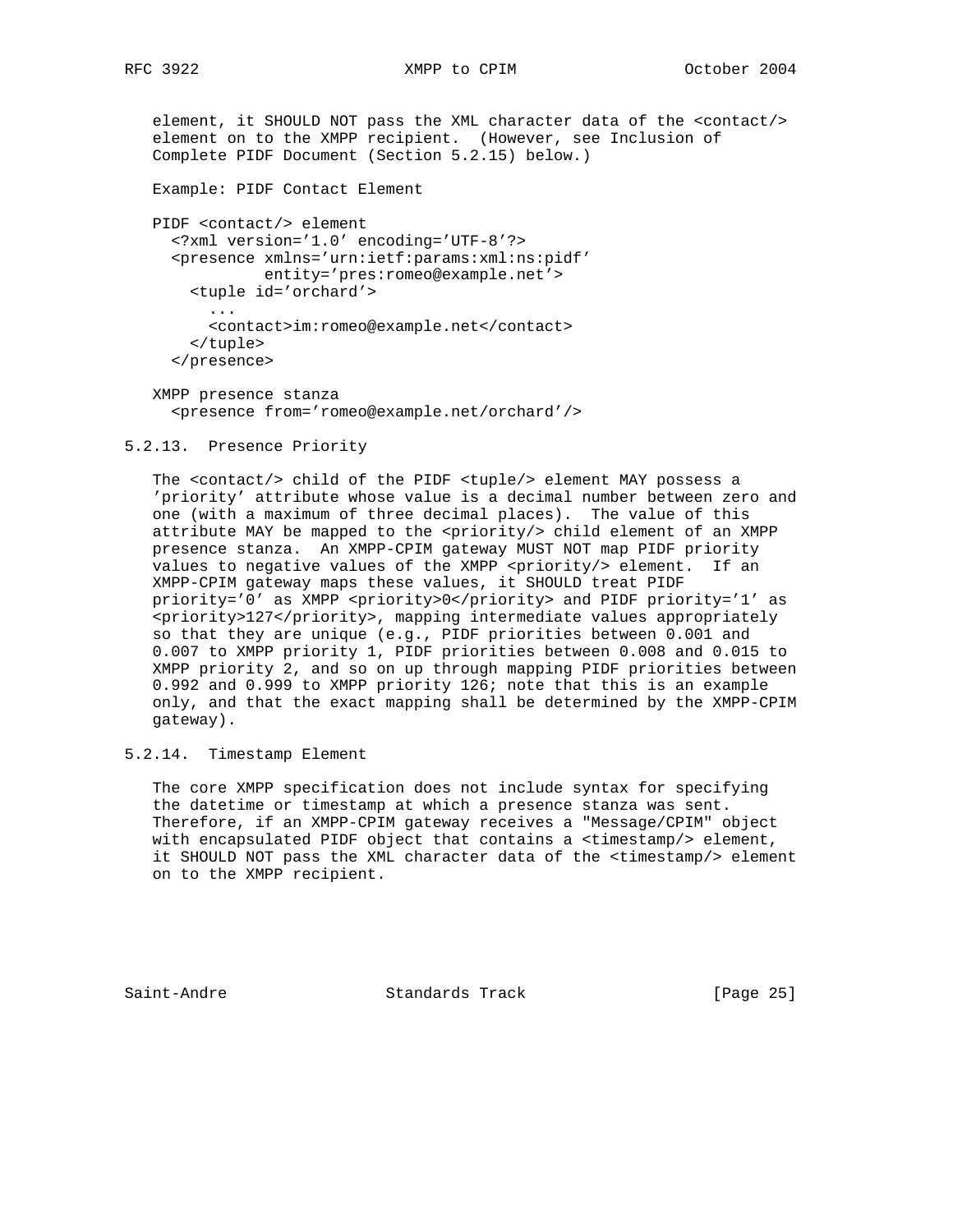element, it SHOULD NOT pass the XML character data of the <contact/> element on to the XMPP recipient. (However, see Inclusion of Complete PIDF Document (Section 5.2.15) below.)

Example: PIDF Contact Element

PIDF <contact/> element

```
<?xml version='1.0' encoding='UTF-8'?>
<presence xmlns='urn:ietf:params:xml:ns:pidf'
          entity='pres:romeo@example.net'>
  <tuple id='orchard'>
    ...
    <contact>im:romeo@example.net</contact>
  </tuple>
</presence>
```

XMPP presence stanza

```
<presence from='romeo@example.net/orchard'/>
```

### 5.2.13. Presence Priority

The <contact/> child of the PIDF <tuple/> element MAY possess a 'priority' attribute whose value is a decimal number between zero and one (with a maximum of three decimal places). The value of this attribute MAY be mapped to the <priority/> child element of an XMPP presence stanza. An XMPP-CPIM gateway MUST NOT map PIDF priority values to negative values of the XMPP <priority/> element. If an XMPP-CPIM gateway maps these values, it SHOULD treat PIDF priority='0' as XMPP <priority>0</priority> and PIDF priority='1' as <priority>127</priority>, mapping intermediate values appropriately so that they are unique (e.g., PIDF priorities between 0.001 and 0.007 to XMPP priority 1, PIDF priorities between 0.008 and 0.015 to XMPP priority 2, and so on up through mapping PIDF priorities between 0.992 and 0.999 to XMPP priority 126; note that this is an example only, and that the exact mapping shall be determined by the XMPP-CPIM gateway).

### 5.2.14. Timestamp Element

The core XMPP specification does not include syntax for specifying the datetime or timestamp at which a presence stanza was sent. Therefore, if an XMPP-CPIM gateway receives a "Message/CPIM" object with encapsulated PIDF object that contains a <timestamp/> element, it SHOULD NOT pass the XML character data of the <timestamp/> element on to the XMPP recipient.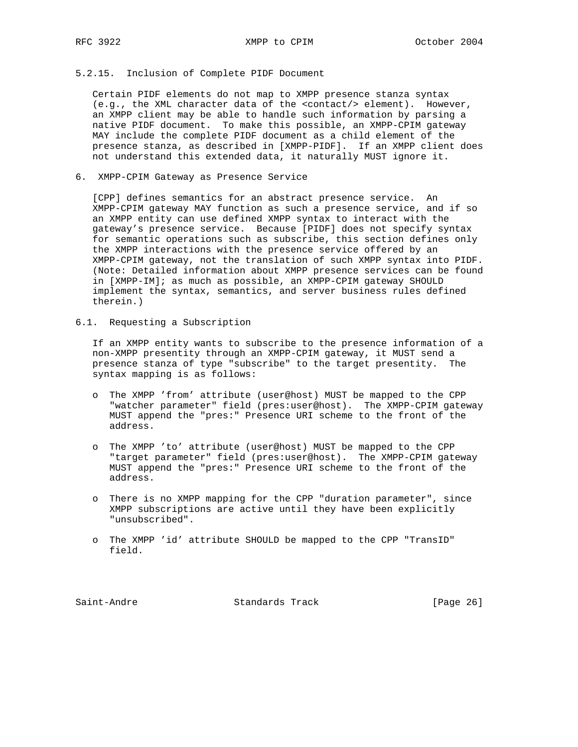### 5.2.15. Inclusion of Complete PIDF Document

Certain PIDF elements do not map to XMPP presence stanza syntax (e.g., the XML character data of the <contact/> element). However, an XMPP client may be able to handle such information by parsing a native PIDF document. To make this possible, an XMPP-CPIM gateway MAY include the complete PIDF document as a child element of the presence stanza, as described in [XMPP-PIDF]. If an XMPP client does not understand this extended data, it naturally MUST ignore it.

## 6. XMPP-CPIM Gateway as Presence Service

[CPP] defines semantics for an abstract presence service. An XMPP-CPIM gateway MAY function as such a presence service, and if so an XMPP entity can use defined XMPP syntax to interact with the gateway's presence service. Because [PIDF] does not specify syntax for semantic operations such as subscribe, this section defines only the XMPP interactions with the presence service offered by an XMPP-CPIM gateway, not the translation of such XMPP syntax into PIDF. (Note: Detailed information about XMPP presence services can be found in [XMPP-IM]; as much as possible, an XMPP-CPIM gateway SHOULD implement the syntax, semantics, and server business rules defined therein.)

### 6.1. Requesting a Subscription

If an XMPP entity wants to subscribe to the presence information of a non-XMPP presentity through an XMPP-CPIM gateway, it MUST send a presence stanza of type "subscribe" to the target presentity. The syntax mapping is as follows:

- The XMPP 'from' attribute (user@host) MUST be mapped to the CPP "watcher parameter" field (pres:user@host). The XMPP-CPIM gateway MUST append the "pres:" Presence URI scheme to the front of the address.
- The XMPP 'to' attribute (user@host) MUST be mapped to the CPP "target parameter" field (pres:user@host). The XMPP-CPIM gateway MUST append the "pres:" Presence URI scheme to the front of the address.
- There is no XMPP mapping for the CPP "duration parameter", since XMPP subscriptions are active until they have been explicitly "unsubscribed".
- The XMPP 'id' attribute SHOULD be mapped to the CPP "TransID" field.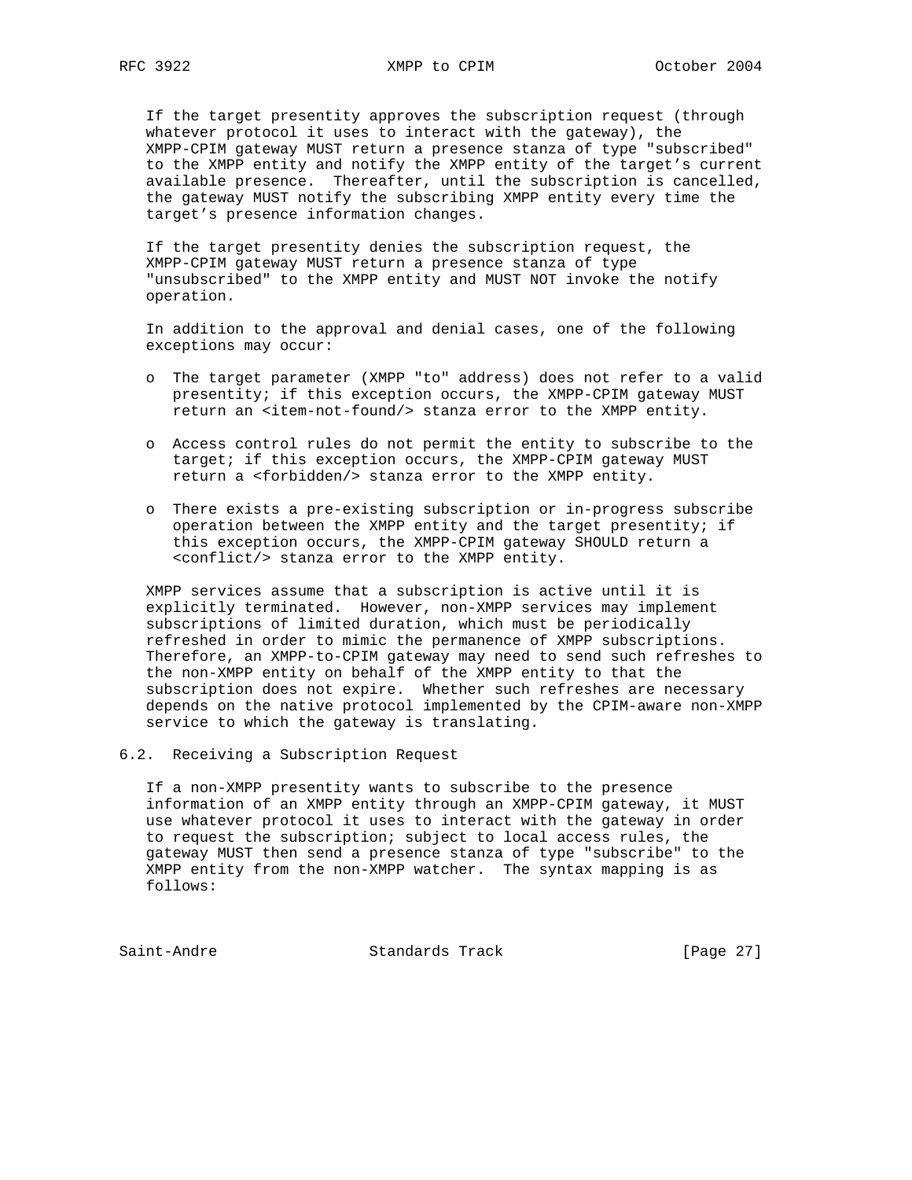If the target presentity approves the subscription request (through whatever protocol it uses to interact with the gateway), the XMPP-CPIM gateway MUST return a presence stanza of type "subscribed" to the XMPP entity and notify the XMPP entity of the target's current available presence. Thereafter, until the subscription is cancelled, the gateway MUST notify the subscribing XMPP entity every time the target's presence information changes.

If the target presentity denies the subscription request, the XMPP-CPIM gateway MUST return a presence stanza of type "unsubscribed" to the XMPP entity and MUST NOT invoke the notify operation.

In addition to the approval and denial cases, one of the following exceptions may occur:

- The target parameter (XMPP "to" address) does not refer to a valid presentity; if this exception occurs, the XMPP-CPIM gateway MUST return an <item-not-found/> stanza error to the XMPP entity.

- Access control rules do not permit the entity to subscribe to the target; if this exception occurs, the XMPP-CPIM gateway MUST return a <forbidden/> stanza error to the XMPP entity.

- There exists a pre-existing subscription or in-progress subscribe operation between the XMPP entity and the target presentity; if this exception occurs, the XMPP-CPIM gateway SHOULD return a <conflict/> stanza error to the XMPP entity.

XMPP services assume that a subscription is active until it is explicitly terminated. However, non-XMPP services may implement subscriptions of limited duration, which must be periodically refreshed in order to mimic the permanence of XMPP subscriptions. Therefore, an XMPP-to-CPIM gateway may need to send such refreshes to the non-XMPP entity on behalf of the XMPP entity to that the subscription does not expire. Whether such refreshes are necessary depends on the native protocol implemented by the CPIM-aware non-XMPP service to which the gateway is translating.

## 6.2. Receiving a Subscription Request

If a non-XMPP presentity wants to subscribe to the presence information of an XMPP entity through an XMPP-CPIM gateway, it MUST use whatever protocol it uses to interact with the gateway in order to request the subscription; subject to local access rules, the gateway MUST then send a presence stanza of type "subscribe" to the XMPP entity from the non-XMPP watcher. The syntax mapping is as follows: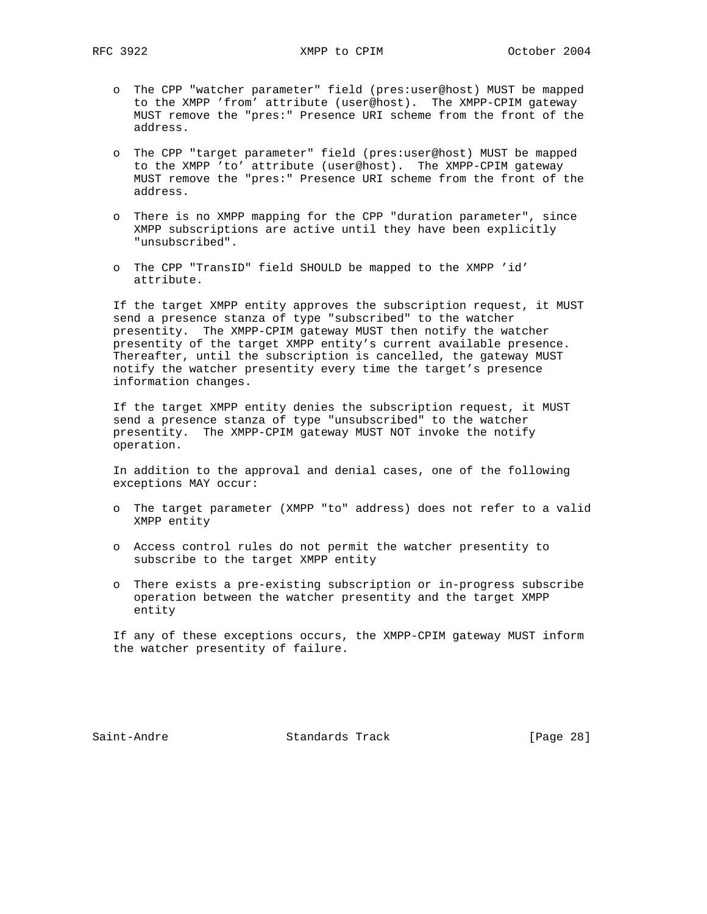- The CPP "watcher parameter" field (pres:user@host) MUST be mapped to the XMPP 'from' attribute (user@host). The XMPP-CPIM gateway MUST remove the "pres:" Presence URI scheme from the front of the address.

- The CPP "target parameter" field (pres:user@host) MUST be mapped to the XMPP 'to' attribute (user@host). The XMPP-CPIM gateway MUST remove the "pres:" Presence URI scheme from the front of the address.

- There is no XMPP mapping for the CPP "duration parameter", since XMPP subscriptions are active until they have been explicitly "unsubscribed".

- The CPP "TransID" field SHOULD be mapped to the XMPP 'id' attribute.

If the target XMPP entity approves the subscription request, it MUST send a presence stanza of type "subscribed" to the watcher presentity. The XMPP-CPIM gateway MUST then notify the watcher presentity of the target XMPP entity's current available presence. Thereafter, until the subscription is cancelled, the gateway MUST notify the watcher presentity every time the target's presence information changes.

If the target XMPP entity denies the subscription request, it MUST send a presence stanza of type "unsubscribed" to the watcher presentity. The XMPP-CPIM gateway MUST NOT invoke the notify operation.

In addition to the approval and denial cases, one of the following exceptions MAY occur:

- The target parameter (XMPP "to" address) does not refer to a valid XMPP entity

- Access control rules do not permit the watcher presentity to subscribe to the target XMPP entity

- There exists a pre-existing subscription or in-progress subscribe operation between the watcher presentity and the target XMPP entity

If any of these exceptions occurs, the XMPP-CPIM gateway MUST inform the watcher presentity of failure.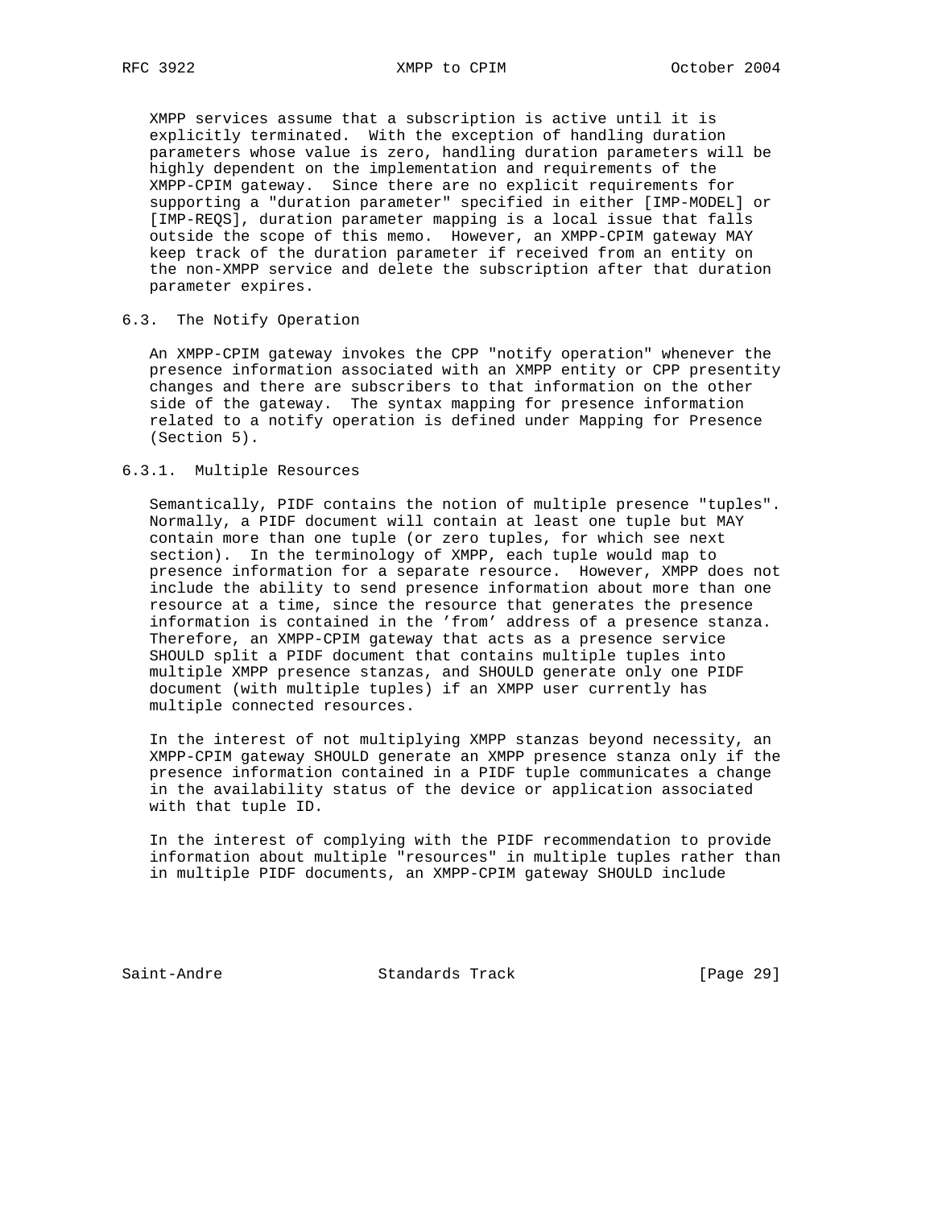XMPP services assume that a subscription is active until it is explicitly terminated. With the exception of handling duration parameters whose value is zero, handling duration parameters will be highly dependent on the implementation and requirements of the XMPP-CPIM gateway. Since there are no explicit requirements for supporting a "duration parameter" specified in either [IMP-MODEL] or [IMP-REQS], duration parameter mapping is a local issue that falls outside the scope of this memo. However, an XMPP-CPIM gateway MAY keep track of the duration parameter if received from an entity on the non-XMPP service and delete the subscription after that duration parameter expires.

## 6.3. The Notify Operation

An XMPP-CPIM gateway invokes the CPP "notify operation" whenever the presence information associated with an XMPP entity or CPP presentity changes and there are subscribers to that information on the other side of the gateway. The syntax mapping for presence information related to a notify operation is defined under Mapping for Presence (Section 5).

### 6.3.1. Multiple Resources

Semantically, PIDF contains the notion of multiple presence "tuples". Normally, a PIDF document will contain at least one tuple but MAY contain more than one tuple (or zero tuples, for which see next section). In the terminology of XMPP, each tuple would map to presence information for a separate resource. However, XMPP does not include the ability to send presence information about more than one resource at a time, since the resource that generates the presence information is contained in the 'from' address of a presence stanza. Therefore, an XMPP-CPIM gateway that acts as a presence service SHOULD split a PIDF document that contains multiple tuples into multiple XMPP presence stanzas, and SHOULD generate only one PIDF document (with multiple tuples) if an XMPP user currently has multiple connected resources.

In the interest of not multiplying XMPP stanzas beyond necessity, an XMPP-CPIM gateway SHOULD generate an XMPP presence stanza only if the presence information contained in a PIDF tuple communicates a change in the availability status of the device or application associated with that tuple ID.

In the interest of complying with the PIDF recommendation to provide information about multiple "resources" in multiple tuples rather than in multiple PIDF documents, an XMPP-CPIM gateway SHOULD include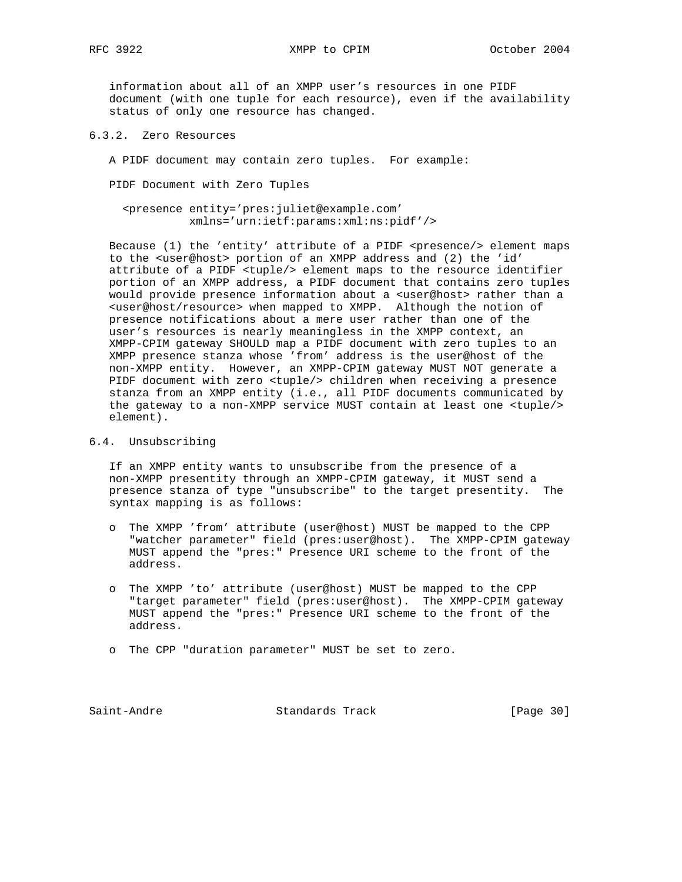information about all of an XMPP user's resources in one PIDF document (with one tuple for each resource), even if the availability status of only one resource has changed.

### 6.3.2. Zero Resources

A PIDF document may contain zero tuples. For example:

PIDF Document with Zero Tuples

```
<presence entity='pres:juliet@example.com'
          xmlns='urn:ietf:params:xml:ns:pidf'/>
```

Because (1) the 'entity' attribute of a PIDF <presence/> element maps to the <user@host> portion of an XMPP address and (2) the 'id' attribute of a PIDF <tuple/> element maps to the resource identifier portion of an XMPP address, a PIDF document that contains zero tuples would provide presence information about a <user@host> rather than a <user@host/resource> when mapped to XMPP. Although the notion of presence notifications about a mere user rather than one of the user's resources is nearly meaningless in the XMPP context, an XMPP-CPIM gateway SHOULD map a PIDF document with zero tuples to an XMPP presence stanza whose 'from' address is the user@host of the non-XMPP entity. However, an XMPP-CPIM gateway MUST NOT generate a PIDF document with zero <tuple/> children when receiving a presence stanza from an XMPP entity (i.e., all PIDF documents communicated by the gateway to a non-XMPP service MUST contain at least one <tuple/> element).

## 6.4. Unsubscribing

If an XMPP entity wants to unsubscribe from the presence of a non-XMPP presentity through an XMPP-CPIM gateway, it MUST send a presence stanza of type "unsubscribe" to the target presentity. The syntax mapping is as follows:

- The XMPP 'from' attribute (user@host) MUST be mapped to the CPP "watcher parameter" field (pres:user@host). The XMPP-CPIM gateway MUST append the "pres:" Presence URI scheme to the front of the address.
- The XMPP 'to' attribute (user@host) MUST be mapped to the CPP "target parameter" field (pres:user@host). The XMPP-CPIM gateway MUST append the "pres:" Presence URI scheme to the front of the address.
- The CPP "duration parameter" MUST be set to zero.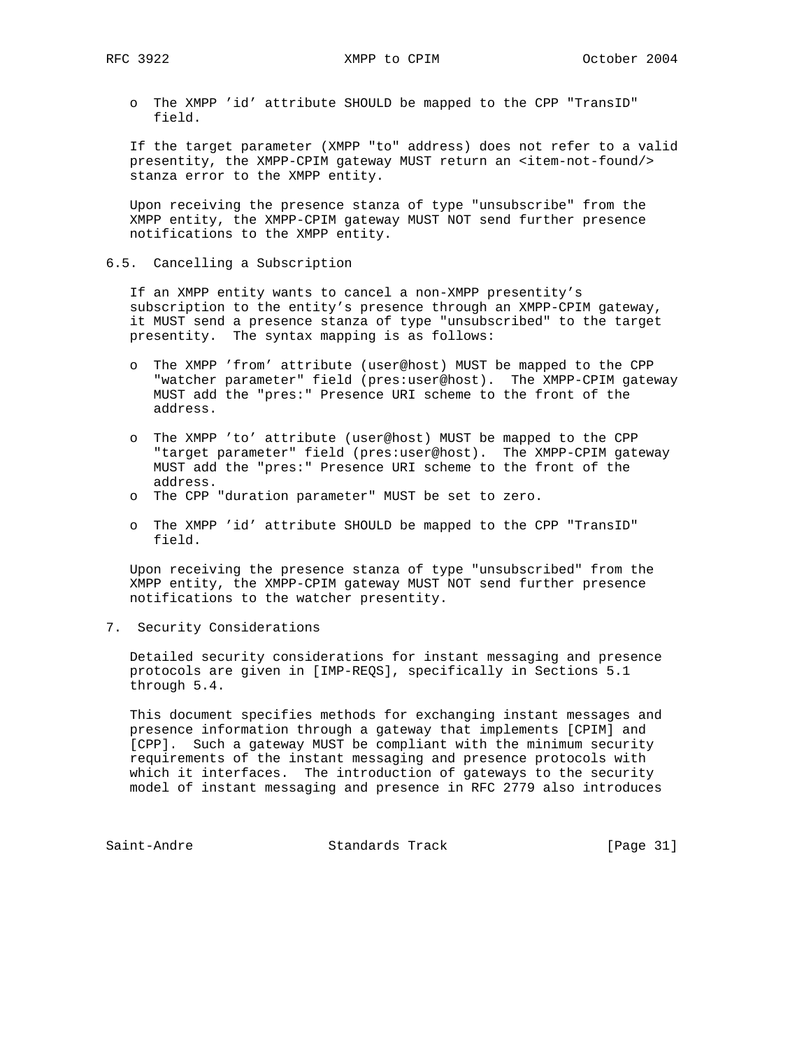- The XMPP 'id' attribute SHOULD be mapped to the CPP "TransID" field.

If the target parameter (XMPP "to" address) does not refer to a valid presentity, the XMPP-CPIM gateway MUST return an <item-not-found/> stanza error to the XMPP entity.

Upon receiving the presence stanza of type "unsubscribe" from the XMPP entity, the XMPP-CPIM gateway MUST NOT send further presence notifications to the XMPP entity.

### 6.5. Cancelling a Subscription

If an XMPP entity wants to cancel a non-XMPP presentity's subscription to the entity's presence through an XMPP-CPIM gateway, it MUST send a presence stanza of type "unsubscribed" to the target presentity. The syntax mapping is as follows:

- The XMPP 'from' attribute (user@host) MUST be mapped to the CPP "watcher parameter" field (pres:user@host). The XMPP-CPIM gateway MUST add the "pres:" Presence URI scheme to the front of the address.

- The XMPP 'to' attribute (user@host) MUST be mapped to the CPP "target parameter" field (pres:user@host). The XMPP-CPIM gateway MUST add the "pres:" Presence URI scheme to the front of the address.
- The CPP "duration parameter" MUST be set to zero.

- The XMPP 'id' attribute SHOULD be mapped to the CPP "TransID" field.

Upon receiving the presence stanza of type "unsubscribed" from the XMPP entity, the XMPP-CPIM gateway MUST NOT send further presence notifications to the watcher presentity.

## 7. Security Considerations

Detailed security considerations for instant messaging and presence protocols are given in [IMP-REQS], specifically in Sections 5.1 through 5.4.

This document specifies methods for exchanging instant messages and presence information through a gateway that implements [CPIM] and [CPP]. Such a gateway MUST be compliant with the minimum security requirements of the instant messaging and presence protocols with which it interfaces. The introduction of gateways to the security model of instant messaging and presence in RFC 2779 also introduces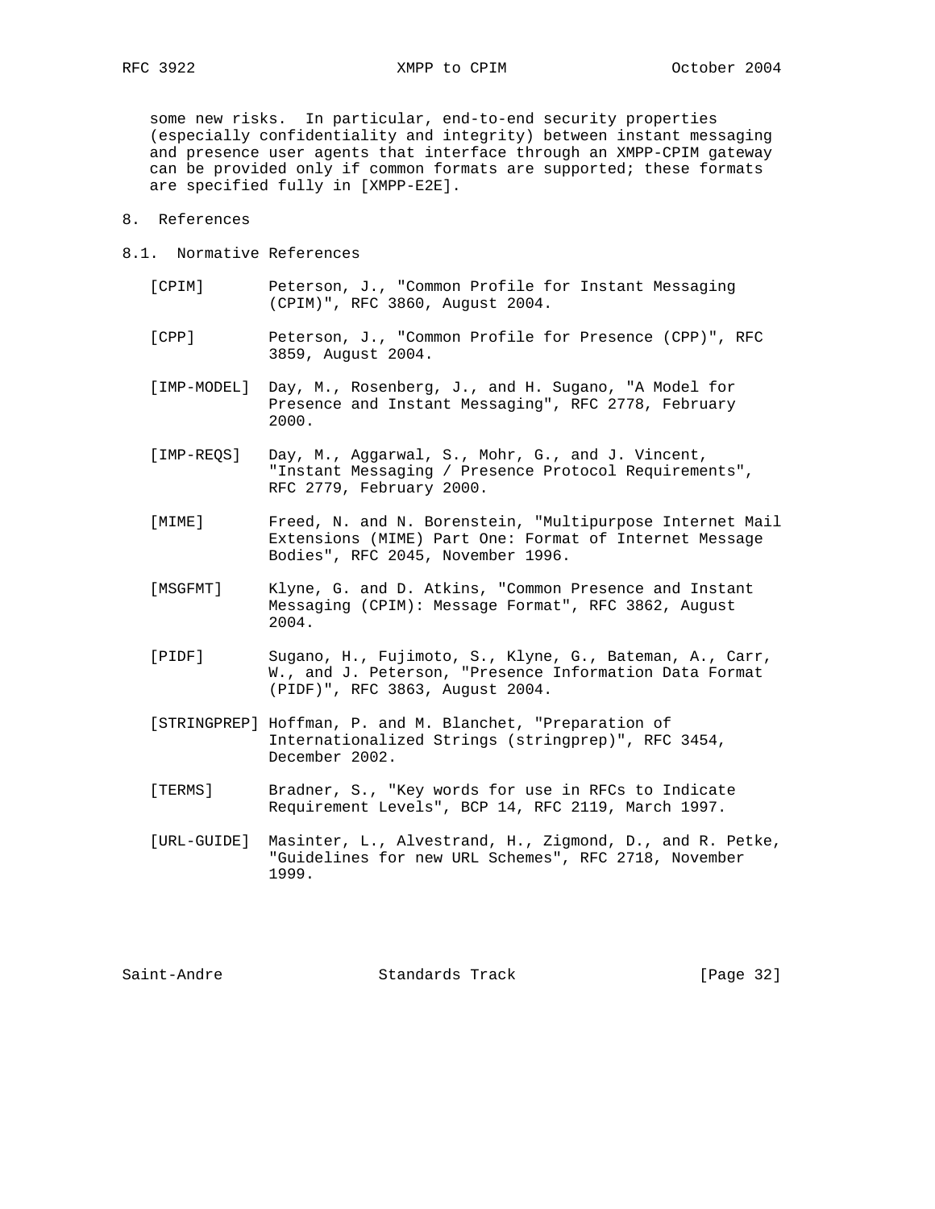some new risks. In particular, end-to-end security properties (especially confidentiality and integrity) between instant messaging and presence user agents that interface through an XMPP-CPIM gateway can be provided only if common formats are supported; these formats are specified fully in [XMPP-E2E].

# 8. References

## 8.1. Normative References

[CPIM] Peterson, J., "Common Profile for Instant Messaging (CPIM)", RFC 3860, August 2004.

[CPP] Peterson, J., "Common Profile for Presence (CPP)", RFC 3859, August 2004.

[IMP-MODEL] Day, M., Rosenberg, J., and H. Sugano, "A Model for Presence and Instant Messaging", RFC 2778, February 2000.

[IMP-REQS] Day, M., Aggarwal, S., Mohr, G., and J. Vincent, "Instant Messaging / Presence Protocol Requirements", RFC 2779, February 2000.

[MIME] Freed, N. and N. Borenstein, "Multipurpose Internet Mail Extensions (MIME) Part One: Format of Internet Message Bodies", RFC 2045, November 1996.

[MSGFMT] Klyne, G. and D. Atkins, "Common Presence and Instant Messaging (CPIM): Message Format", RFC 3862, August 2004.

[PIDF] Sugano, H., Fujimoto, S., Klyne, G., Bateman, A., Carr, W., and J. Peterson, "Presence Information Data Format (PIDF)", RFC 3863, August 2004.

[STRINGPREP] Hoffman, P. and M. Blanchet, "Preparation of Internationalized Strings (stringprep)", RFC 3454, December 2002.

[TERMS] Bradner, S., "Key words for use in RFCs to Indicate Requirement Levels", BCP 14, RFC 2119, March 1997.

[URL-GUIDE] Masinter, L., Alvestrand, H., Zigmond, D., and R. Petke, "Guidelines for new URL Schemes", RFC 2718, November 1999.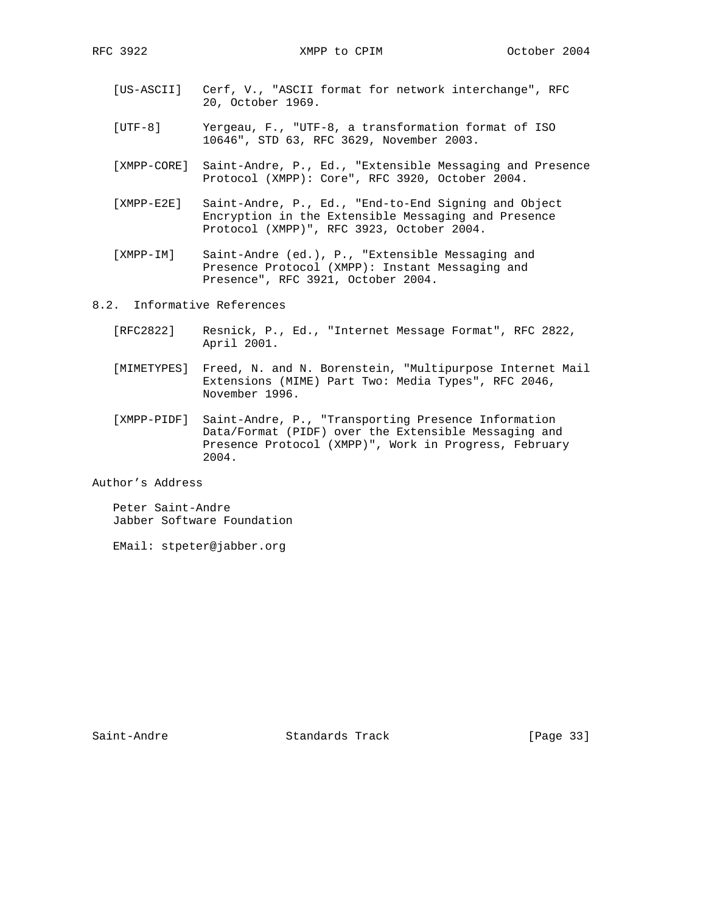[US-ASCII] Cerf, V., "ASCII format for network interchange", RFC 20, October 1969.

[UTF-8] Yergeau, F., "UTF-8, a transformation format of ISO 10646", STD 63, RFC 3629, November 2003.

[XMPP-CORE] Saint-Andre, P., Ed., "Extensible Messaging and Presence Protocol (XMPP): Core", RFC 3920, October 2004.

[XMPP-E2E] Saint-Andre, P., Ed., "End-to-End Signing and Object Encryption in the Extensible Messaging and Presence Protocol (XMPP)", RFC 3923, October 2004.

[XMPP-IM] Saint-Andre (ed.), P., "Extensible Messaging and Presence Protocol (XMPP): Instant Messaging and Presence", RFC 3921, October 2004.

## 8.2. Informative References

[RFC2822] Resnick, P., Ed., "Internet Message Format", RFC 2822, April 2001.

[MIMETYPES] Freed, N. and N. Borenstein, "Multipurpose Internet Mail Extensions (MIME) Part Two: Media Types", RFC 2046, November 1996.

[XMPP-PIDF] Saint-Andre, P., "Transporting Presence Information Data/Format (PIDF) over the Extensible Messaging and Presence Protocol (XMPP)", Work in Progress, February 2004.

## Author's Address

Peter Saint-Andre
Jabber Software Foundation

EMail: stpeter@jabber.org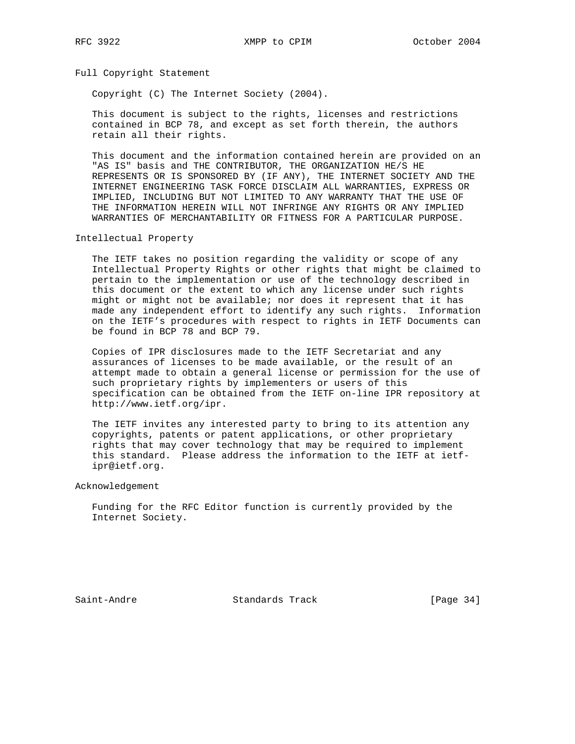## Full Copyright Statement

Copyright (C) The Internet Society (2004).

This document is subject to the rights, licenses and restrictions contained in BCP 78, and except as set forth therein, the authors retain all their rights.

This document and the information contained herein are provided on an "AS IS" basis and THE CONTRIBUTOR, THE ORGANIZATION HE/S HE REPRESENTS OR IS SPONSORED BY (IF ANY), THE INTERNET SOCIETY AND THE INTERNET ENGINEERING TASK FORCE DISCLAIM ALL WARRANTIES, EXPRESS OR IMPLIED, INCLUDING BUT NOT LIMITED TO ANY WARRANTY THAT THE USE OF THE INFORMATION HEREIN WILL NOT INFRINGE ANY RIGHTS OR ANY IMPLIED WARRANTIES OF MERCHANTABILITY OR FITNESS FOR A PARTICULAR PURPOSE.

## Intellectual Property

The IETF takes no position regarding the validity or scope of any Intellectual Property Rights or other rights that might be claimed to pertain to the implementation or use of the technology described in this document or the extent to which any license under such rights might or might not be available; nor does it represent that it has made any independent effort to identify any such rights. Information on the IETF's procedures with respect to rights in IETF Documents can be found in BCP 78 and BCP 79.

Copies of IPR disclosures made to the IETF Secretariat and any assurances of licenses to be made available, or the result of an attempt made to obtain a general license or permission for the use of such proprietary rights by implementers or users of this specification can be obtained from the IETF on-line IPR repository at http://www.ietf.org/ipr.

The IETF invites any interested party to bring to its attention any copyrights, patents or patent applications, or other proprietary rights that may cover technology that may be required to implement this standard. Please address the information to the IETF at ietf-ipr@ietf.org.

## Acknowledgement

Funding for the RFC Editor function is currently provided by the Internet Society.